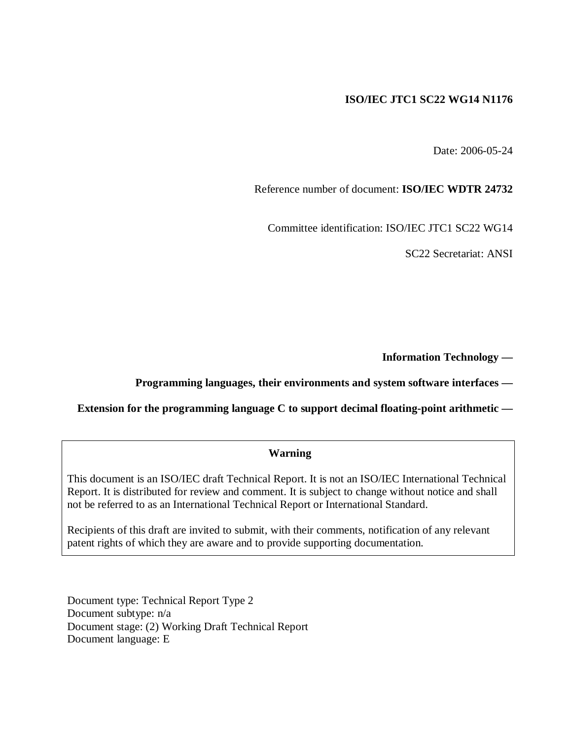**ISO/IEC JTC1 SC22 WG14 N1176**

Date: 2006-05-24

Reference number of document: **ISO/IEC WDTR 24732**

Committee identification: ISO/IEC JTC1 SC22 WG14

SC22 Secretariat: ANSI

**Information Technology —**

**Programming languages, their environments and system software interfaces —**

**Extension for the programming language C to support decimal floating-point arithmetic —**

**Warning**

This document is an ISO/IEC draft Technical Report. It is not an ISO/IEC International Technical Report. It is distributed for review and comment. It is subject to change without notice and shall not be referred to as an International Technical Report or International Standard.

Recipients of this draft are invited to submit, with their comments, notification of any relevant patent rights of which they are aware and to provide supporting documentation.

Document type: Technical Report Type 2
Document subtype: n/a
Document stage: (2) Working Draft Technical Report
Document language: E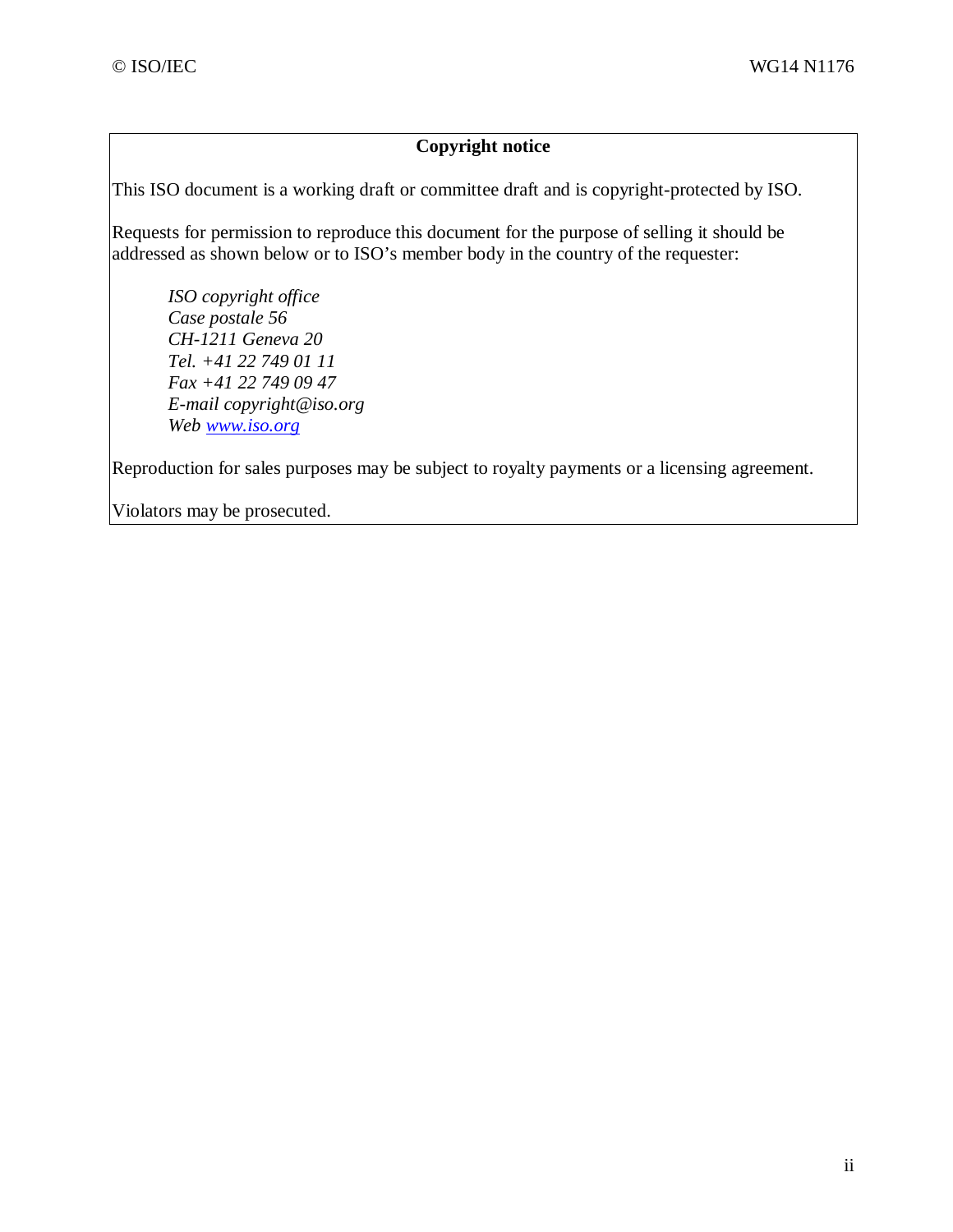**Copyright notice**

This ISO document is a working draft or committee draft and is copyright-protected by ISO.

Requests for permission to reproduce this document for the purpose of selling it should be addressed as shown below or to ISO's member body in the country of the requester:

> *ISO copyright office*
> *Case postale 56*
> *CH-1211 Geneva 20*
> *Tel. +41 22 749 01 11*
> *Fax +41 22 749 09 47*
> *E-mail copyright@iso.org*
> *Web [www.iso.org](http://www.iso.org)*

Reproduction for sales purposes may be subject to royalty payments or a licensing agreement.

Violators may be prosecuted.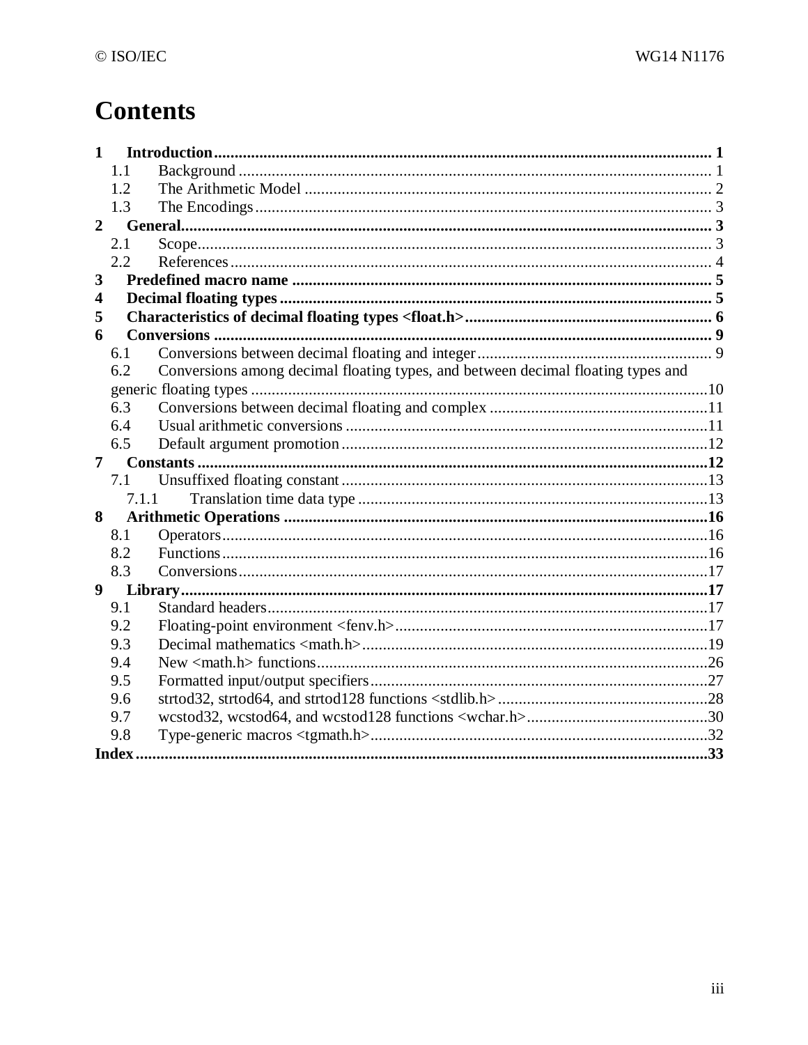# Contents

**1 Introduction** ... **1**
- 1.1 Background ... 1
- 1.2 The Arithmetic Model ... 2
- 1.3 The Encodings ... 3

**2 General** ... **3**
- 2.1 Scope ... 3
- 2.2 References ... 4

**3 Predefined macro name** ... **5**

**4 Decimal floating types** ... **5**

**5 Characteristics of decimal floating types <float.h>** ... **6**

**6 Conversions** ... **9**
- 6.1 Conversions between decimal floating and integer ... 9
- 6.2 Conversions among decimal floating types, and between decimal floating types and generic floating types ... 10
- 6.3 Conversions between decimal floating and complex ... 11
- 6.4 Usual arithmetic conversions ... 11
- 6.5 Default argument promotion ... 12

**7 Constants** ... **12**
- 7.1 Unsuffixed floating constant ... 13
  - 7.1.1 Translation time data type ... 13

**8 Arithmetic Operations** ... **16**
- 8.1 Operators ... 16
- 8.2 Functions ... 16
- 8.3 Conversions ... 17

**9 Library** ... **17**
- 9.1 Standard headers ... 17
- 9.2 Floating-point environment <fenv.h> ... 17
- 9.3 Decimal mathematics <math.h> ... 19
- 9.4 New <math.h> functions ... 26
- 9.5 Formatted input/output specifiers ... 27
- 9.6 strtod32, strtod64, and strtod128 functions <stdlib.h> ... 28
- 9.7 wcstod32, wcstod64, and wcstod128 functions <wchar.h> ... 30
- 9.8 Type-generic macros <tgmath.h> ... 32

**Index** ... **33**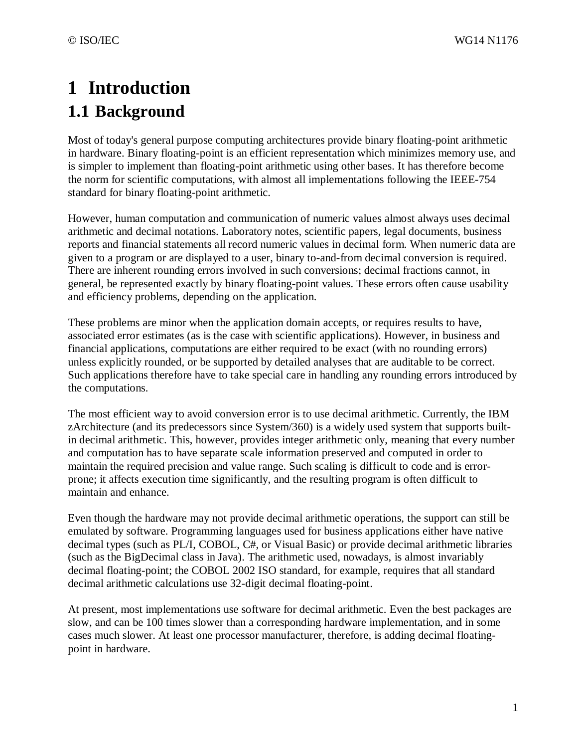# 1 Introduction

## 1.1 Background

Most of today's general purpose computing architectures provide binary floating-point arithmetic in hardware. Binary floating-point is an efficient representation which minimizes memory use, and is simpler to implement than floating-point arithmetic using other bases. It has therefore become the norm for scientific computations, with almost all implementations following the IEEE-754 standard for binary floating-point arithmetic.

However, human computation and communication of numeric values almost always uses decimal arithmetic and decimal notations. Laboratory notes, scientific papers, legal documents, business reports and financial statements all record numeric values in decimal form. When numeric data are given to a program or are displayed to a user, binary to-and-from decimal conversion is required. There are inherent rounding errors involved in such conversions; decimal fractions cannot, in general, be represented exactly by binary floating-point values. These errors often cause usability and efficiency problems, depending on the application.

These problems are minor when the application domain accepts, or requires results to have, associated error estimates (as is the case with scientific applications). However, in business and financial applications, computations are either required to be exact (with no rounding errors) unless explicitly rounded, or be supported by detailed analyses that are auditable to be correct. Such applications therefore have to take special care in handling any rounding errors introduced by the computations.

The most efficient way to avoid conversion error is to use decimal arithmetic. Currently, the IBM zArchitecture (and its predecessors since System/360) is a widely used system that supports built-in decimal arithmetic. This, however, provides integer arithmetic only, meaning that every number and computation has to have separate scale information preserved and computed in order to maintain the required precision and value range. Such scaling is difficult to code and is error-prone; it affects execution time significantly, and the resulting program is often difficult to maintain and enhance.

Even though the hardware may not provide decimal arithmetic operations, the support can still be emulated by software. Programming languages used for business applications either have native decimal types (such as PL/I, COBOL, C#, or Visual Basic) or provide decimal arithmetic libraries (such as the BigDecimal class in Java). The arithmetic used, nowadays, is almost invariably decimal floating-point; the COBOL 2002 ISO standard, for example, requires that all standard decimal arithmetic calculations use 32-digit decimal floating-point.

At present, most implementations use software for decimal arithmetic. Even the best packages are slow, and can be 100 times slower than a corresponding hardware implementation, and in some cases much slower. At least one processor manufacturer, therefore, is adding decimal floating-point in hardware.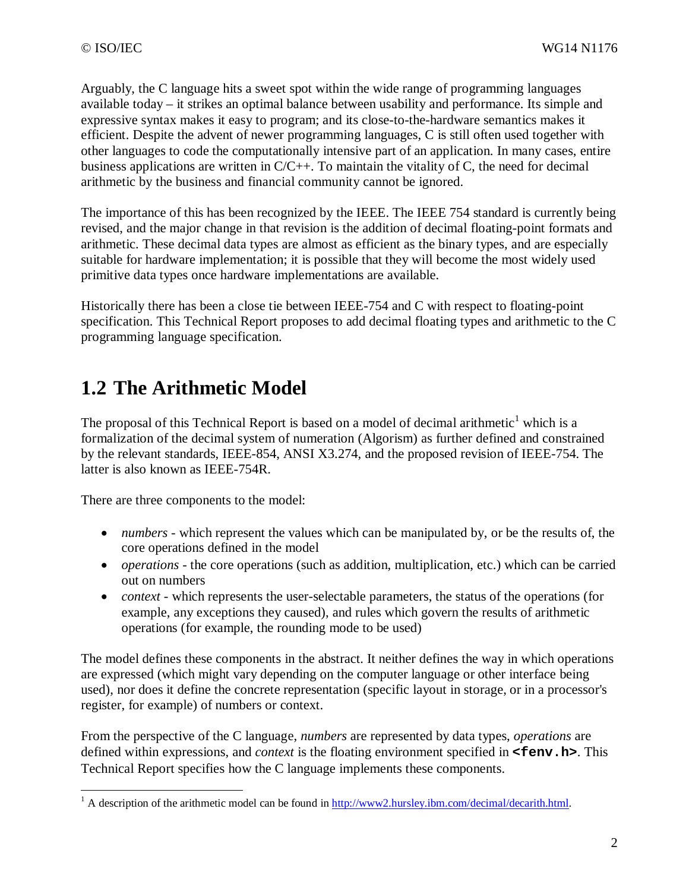Arguably, the C language hits a sweet spot within the wide range of programming languages available today – it strikes an optimal balance between usability and performance. Its simple and expressive syntax makes it easy to program; and its close-to-the-hardware semantics makes it efficient. Despite the advent of newer programming languages, C is still often used together with other languages to code the computationally intensive part of an application. In many cases, entire business applications are written in C/C++. To maintain the vitality of C, the need for decimal arithmetic by the business and financial community cannot be ignored.

The importance of this has been recognized by the IEEE. The IEEE 754 standard is currently being revised, and the major change in that revision is the addition of decimal floating-point formats and arithmetic. These decimal data types are almost as efficient as the binary types, and are especially suitable for hardware implementation; it is possible that they will become the most widely used primitive data types once hardware implementations are available.

Historically there has been a close tie between IEEE-754 and C with respect to floating-point specification. This Technical Report proposes to add decimal floating types and arithmetic to the C programming language specification.

## 1.2 The Arithmetic Model

The proposal of this Technical Report is based on a model of decimal arithmetic[1] which is a formalization of the decimal system of numeration (Algorism) as further defined and constrained by the relevant standards, IEEE-854, ANSI X3.274, and the proposed revision of IEEE-754. The latter is also known as IEEE-754R.

There are three components to the model:

- *numbers* - which represent the values which can be manipulated by, or be the results of, the core operations defined in the model
- *operations* - the core operations (such as addition, multiplication, etc.) which can be carried out on numbers
- *context* - which represents the user-selectable parameters, the status of the operations (for example, any exceptions they caused), and rules which govern the results of arithmetic operations (for example, the rounding mode to be used)

The model defines these components in the abstract. It neither defines the way in which operations are expressed (which might vary depending on the computer language or other interface being used), nor does it define the concrete representation (specific layout in storage, or in a processor's register, for example) of numbers or context.

From the perspective of the C language, *numbers* are represented by data types, *operations* are defined within expressions, and *context* is the floating environment specified in **`<fenv.h>`**. This Technical Report specifies how the C language implements these components.

---

[1] A description of the arithmetic model can be found in http://www2.hursley.ibm.com/decimal/decarith.html.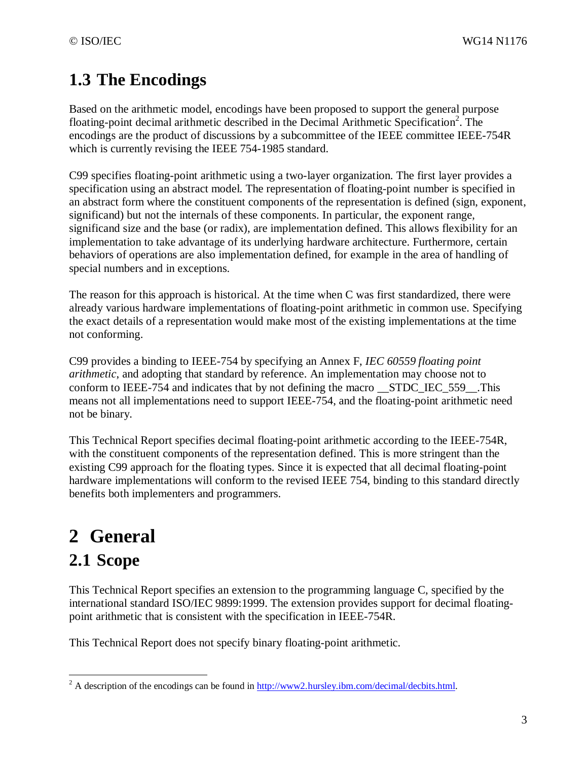## 1.3 The Encodings

Based on the arithmetic model, encodings have been proposed to support the general purpose floating-point decimal arithmetic described in the Decimal Arithmetic Specification[2]. The encodings are the product of discussions by a subcommittee of the IEEE committee IEEE-754R which is currently revising the IEEE 754-1985 standard.

C99 specifies floating-point arithmetic using a two-layer organization. The first layer provides a specification using an abstract model. The representation of floating-point number is specified in an abstract form where the constituent components of the representation is defined (sign, exponent, significand) but not the internals of these components. In particular, the exponent range, significand size and the base (or radix), are implementation defined. This allows flexibility for an implementation to take advantage of its underlying hardware architecture. Furthermore, certain behaviors of operations are also implementation defined, for example in the area of handling of special numbers and in exceptions.

The reason for this approach is historical. At the time when C was first standardized, there were already various hardware implementations of floating-point arithmetic in common use. Specifying the exact details of a representation would make most of the existing implementations at the time not conforming.

C99 provides a binding to IEEE-754 by specifying an Annex F, *IEC 60559 floating point arithmetic*, and adopting that standard by reference. An implementation may choose not to conform to IEEE-754 and indicates that by not defining the macro __STDC_IEC_559__.This means not all implementations need to support IEEE-754, and the floating-point arithmetic need not be binary.

This Technical Report specifies decimal floating-point arithmetic according to the IEEE-754R, with the constituent components of the representation defined. This is more stringent than the existing C99 approach for the floating types. Since it is expected that all decimal floating-point hardware implementations will conform to the revised IEEE 754, binding to this standard directly benefits both implementers and programmers.

# 2 General

## 2.1 Scope

This Technical Report specifies an extension to the programming language C, specified by the international standard ISO/IEC 9899:1999. The extension provides support for decimal floating-point arithmetic that is consistent with the specification in IEEE-754R.

This Technical Report does not specify binary floating-point arithmetic.

---

[2] A description of the encodings can be found in http://www2.hursley.ibm.com/decimal/decbits.html.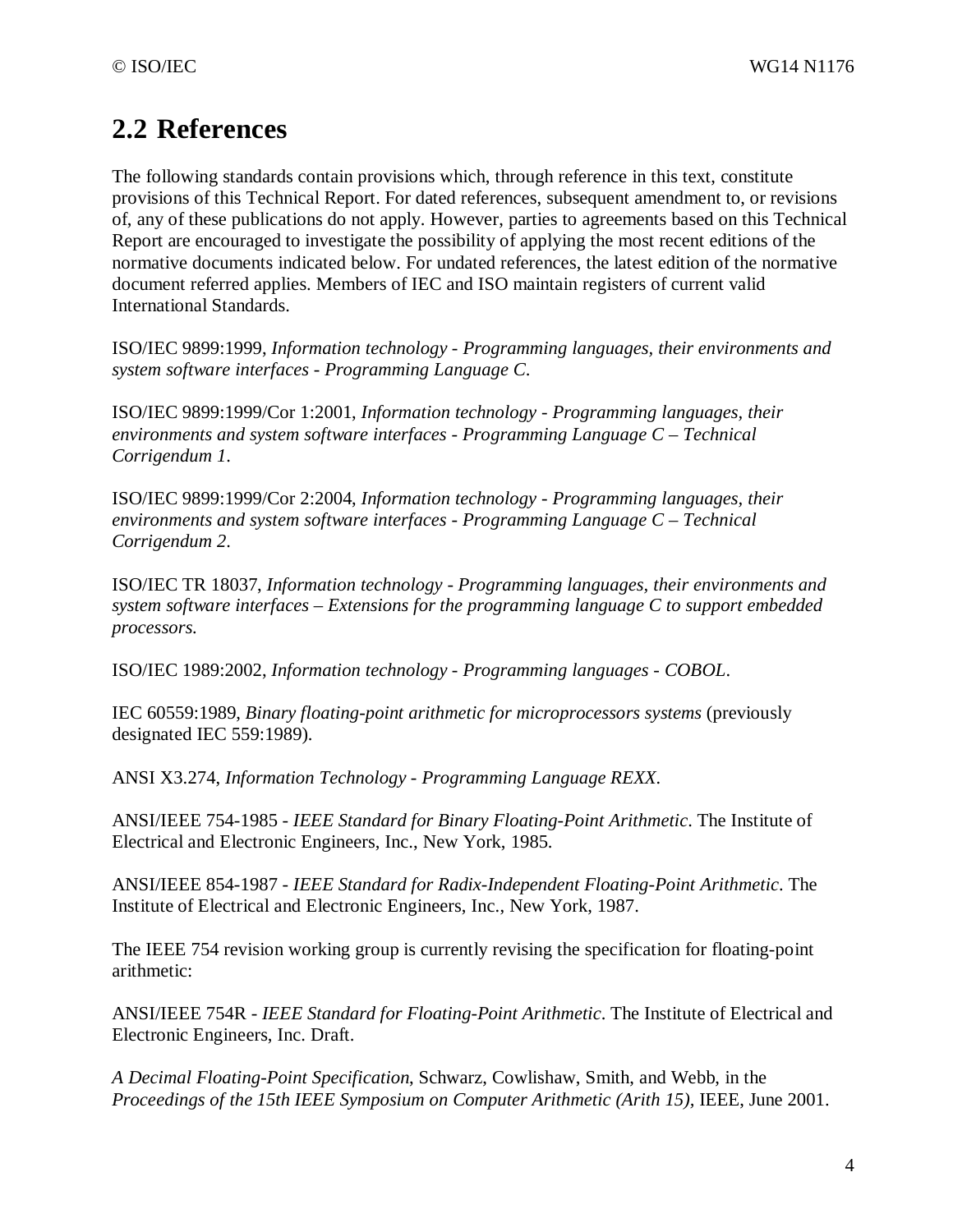## 2.2 References

The following standards contain provisions which, through reference in this text, constitute provisions of this Technical Report. For dated references, subsequent amendment to, or revisions of, any of these publications do not apply. However, parties to agreements based on this Technical Report are encouraged to investigate the possibility of applying the most recent editions of the normative documents indicated below. For undated references, the latest edition of the normative document referred applies. Members of IEC and ISO maintain registers of current valid International Standards.

ISO/IEC 9899:1999, *Information technology - Programming languages, their environments and system software interfaces - Programming Language C*.

ISO/IEC 9899:1999/Cor 1:2001, *Information technology - Programming languages, their environments and system software interfaces - Programming Language C – Technical Corrigendum 1*.

ISO/IEC 9899:1999/Cor 2:2004, *Information technology - Programming languages, their environments and system software interfaces - Programming Language C – Technical Corrigendum 2*.

ISO/IEC TR 18037, *Information technology - Programming languages, their environments and system software interfaces – Extensions for the programming language C to support embedded processors.*

ISO/IEC 1989:2002, *Information technology - Programming languages - COBOL*.

IEC 60559:1989, *Binary floating-point arithmetic for microprocessors systems* (previously designated IEC 559:1989).

ANSI X3.274, *Information Technology - Programming Language REXX*.

ANSI/IEEE 754-1985 - *IEEE Standard for Binary Floating-Point Arithmetic*. The Institute of Electrical and Electronic Engineers, Inc., New York, 1985.

ANSI/IEEE 854-1987 - *IEEE Standard for Radix-Independent Floating-Point Arithmetic*. The Institute of Electrical and Electronic Engineers, Inc., New York, 1987.

The IEEE 754 revision working group is currently revising the specification for floating-point arithmetic:

ANSI/IEEE 754R - *IEEE Standard for Floating-Point Arithmetic*. The Institute of Electrical and Electronic Engineers, Inc. Draft.

*A Decimal Floating-Point Specification*, Schwarz, Cowlishaw, Smith, and Webb, in the *Proceedings of the 15th IEEE Symposium on Computer Arithmetic (Arith 15)*, IEEE, June 2001.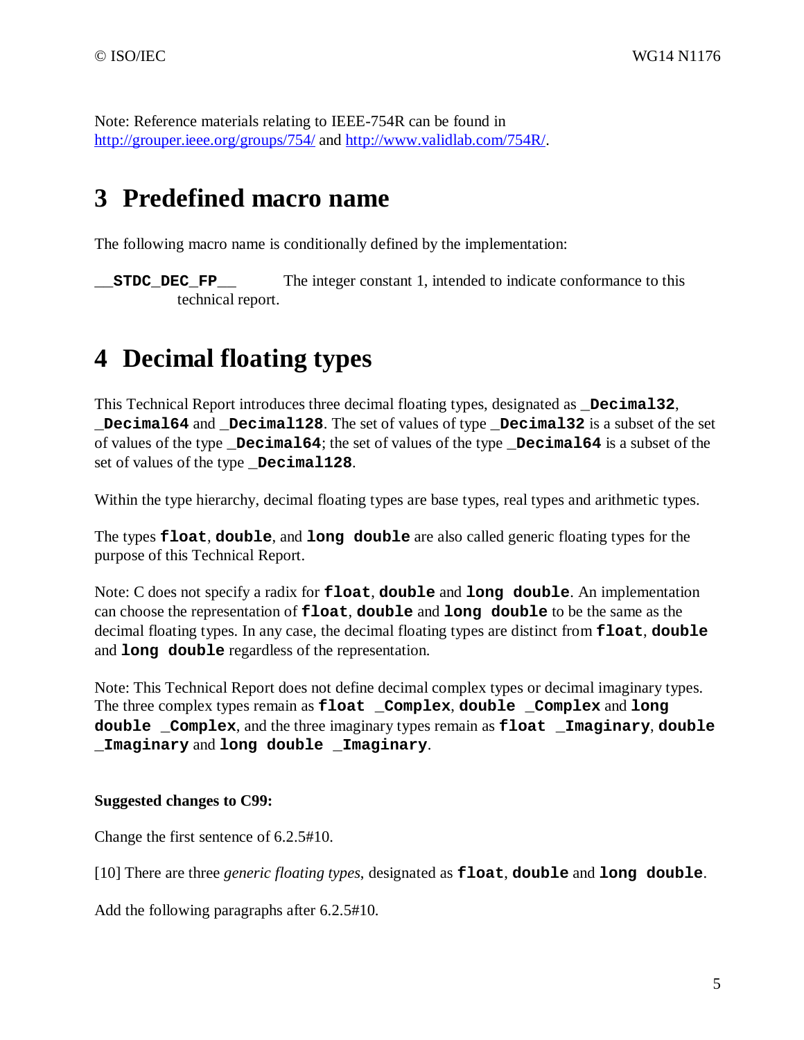Note: Reference materials relating to IEEE-754R can be found in http://grouper.ieee.org/groups/754/ and http://www.validlab.com/754R/.

# 3 Predefined macro name

The following macro name is conditionally defined by the implementation:

**`__STDC_DEC_FP__`** The integer constant 1, intended to indicate conformance to this technical report.

# 4 Decimal floating types

This Technical Report introduces three decimal floating types, designated as **`_Decimal32`**, **`_Decimal64`** and **`_Decimal128`**. The set of values of type **`_Decimal32`** is a subset of the set of values of the type **`_Decimal64`**; the set of values of the type **`_Decimal64`** is a subset of the set of values of the type **`_Decimal128`**.

Within the type hierarchy, decimal floating types are base types, real types and arithmetic types.

The types **`float`**, **`double`**, and **`long double`** are also called generic floating types for the purpose of this Technical Report.

Note: C does not specify a radix for **`float`**, **`double`** and **`long double`**. An implementation can choose the representation of **`float`**, **`double`** and **`long double`** to be the same as the decimal floating types. In any case, the decimal floating types are distinct from **`float`**, **`double`** and **`long double`** regardless of the representation.

Note: This Technical Report does not define decimal complex types or decimal imaginary types. The three complex types remain as **`float _Complex`**, **`double _Complex`** and **`long double _Complex`**, and the three imaginary types remain as **`float _Imaginary`**, **`double _Imaginary`** and **`long double _Imaginary`**.

**Suggested changes to C99:**

Change the first sentence of 6.2.5#10.

[10] There are three *generic floating types*, designated as **`float`**, **`double`** and **`long double`**.

Add the following paragraphs after 6.2.5#10.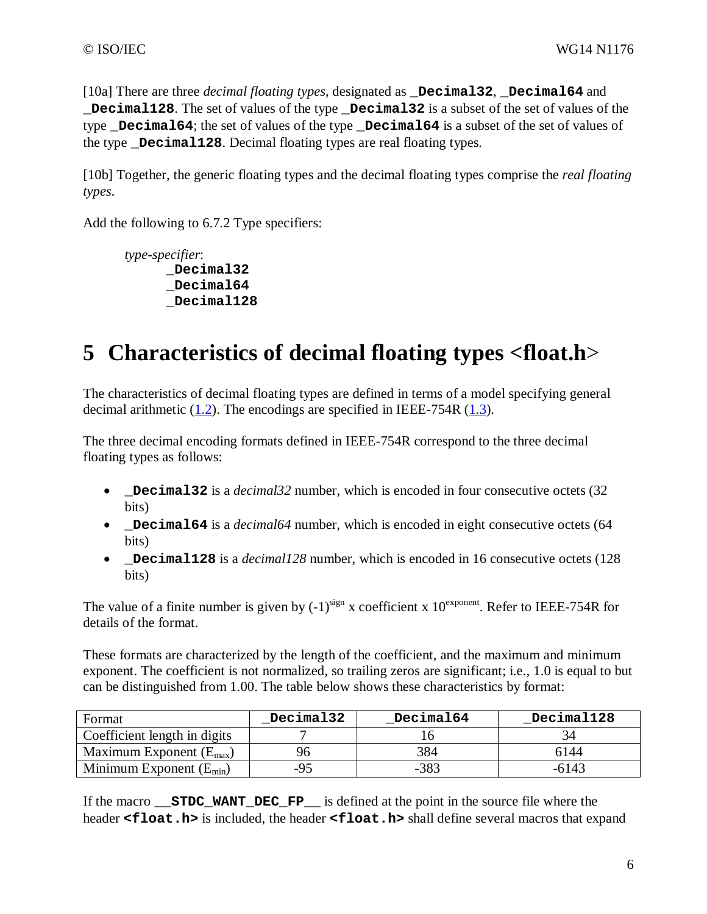[10a] There are three *decimal floating types*, designated as **`_Decimal32`**, **`_Decimal64`** and **`_Decimal128`**. The set of values of the type **`_Decimal32`** is a subset of the set of values of the type **`_Decimal64`**; the set of values of the type **`_Decimal64`** is a subset of the set of values of the type **`_Decimal128`**. Decimal floating types are real floating types.

[10b] Together, the generic floating types and the decimal floating types comprise the *real floating types*.

Add the following to 6.7.2 Type specifiers:

> *type-specifier*:
> &nbsp;&nbsp;&nbsp;&nbsp;**`_Decimal32`**
> &nbsp;&nbsp;&nbsp;&nbsp;**`_Decimal64`**
> &nbsp;&nbsp;&nbsp;&nbsp;**`_Decimal128`**

# 5 Characteristics of decimal floating types <float.h>

The characteristics of decimal floating types are defined in terms of a model specifying general decimal arithmetic (1.2). The encodings are specified in IEEE-754R (1.3).

The three decimal encoding formats defined in IEEE-754R correspond to the three decimal floating types as follows:

- **`_Decimal32`** is a *decimal32* number, which is encoded in four consecutive octets (32 bits)
- **`_Decimal64`** is a *decimal64* number, which is encoded in eight consecutive octets (64 bits)
- **`_Decimal128`** is a *decimal128* number, which is encoded in 16 consecutive octets (128 bits)

The value of a finite number is given by $(-1)^{sign}$ x coefficient x $10^{exponent}$. Refer to IEEE-754R for details of the format.

These formats are characterized by the length of the coefficient, and the maximum and minimum exponent. The coefficient is not normalized, so trailing zeros are significant; i.e., 1.0 is equal to but can be distinguished from 1.00. The table below shows these characteristics by format:

| Format | `_Decimal32` | `_Decimal64` | `_Decimal128` |
|---|---|---|---|
| Coefficient length in digits | 7 | 16 | 34 |
| Maximum Exponent ($E_{max}$) | 96 | 384 | 6144 |
| Minimum Exponent ($E_{min}$) | -95 | -383 | -6143 |

If the macro **`__STDC_WANT_DEC_FP__`** is defined at the point in the source file where the header **`<float.h>`** is included, the header **`<float.h>`** shall define several macros that expand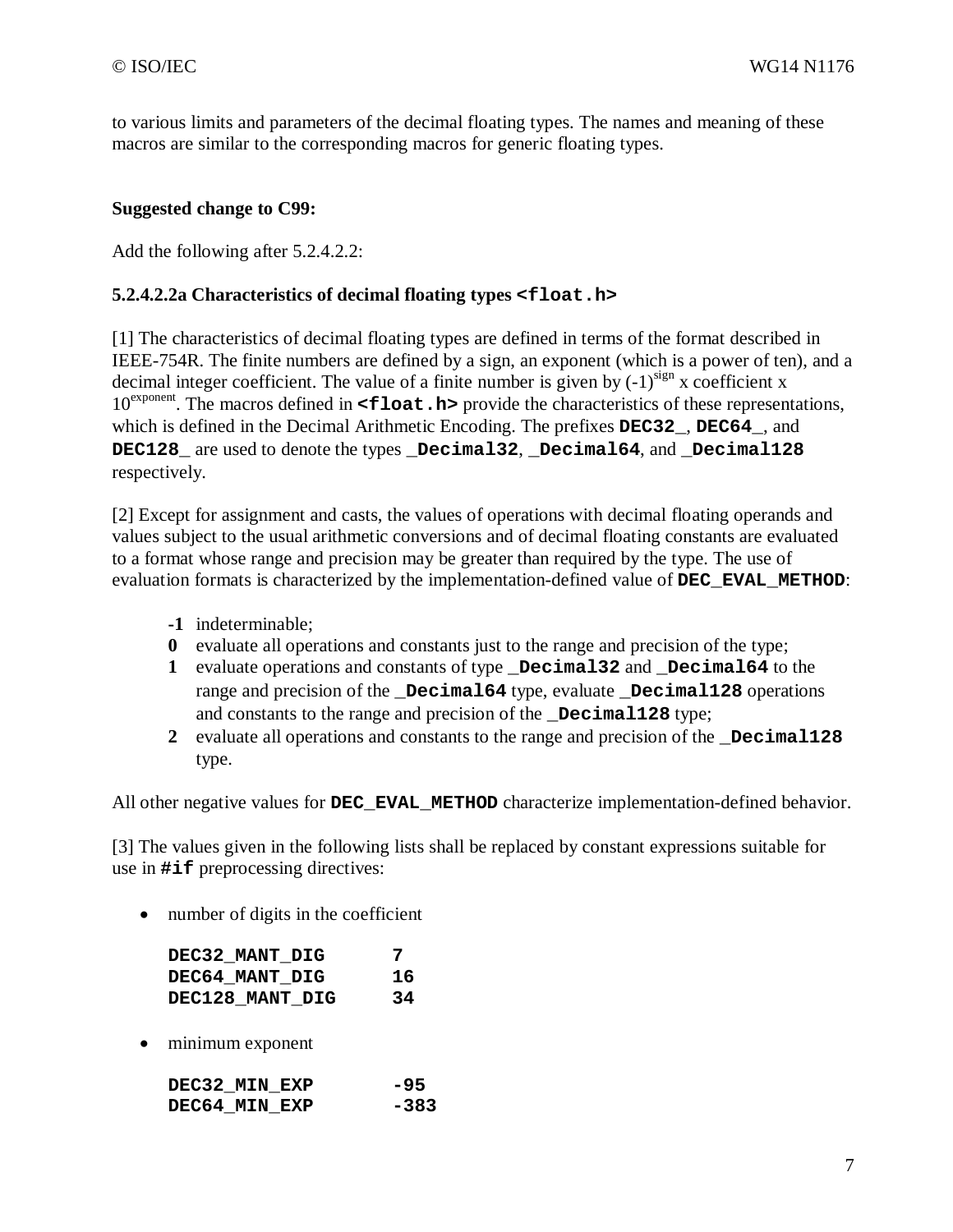to various limits and parameters of the decimal floating types. The names and meaning of these macros are similar to the corresponding macros for generic floating types.

**Suggested change to C99:**

Add the following after 5.2.4.2.2:

### 5.2.4.2.2a Characteristics of decimal floating types `<float.h>`

[1] The characteristics of decimal floating types are defined in terms of the format described in IEEE-754R. The finite numbers are defined by a sign, an exponent (which is a power of ten), and a decimal integer coefficient. The value of a finite number is given by $(-1)^{sign}$ x coefficient x $10^{exponent}$. The macros defined in **`<float.h>`** provide the characteristics of these representations, which is defined in the Decimal Arithmetic Encoding. The prefixes **`DEC32_`**, **`DEC64_`**, and **`DEC128_`** are used to denote the types **`_Decimal32`**, **`_Decimal64`**, and **`_Decimal128`** respectively.

[2] Except for assignment and casts, the values of operations with decimal floating operands and values subject to the usual arithmetic conversions and of decimal floating constants are evaluated to a format whose range and precision may be greater than required by the type. The use of evaluation formats is characterized by the implementation-defined value of **`DEC_EVAL_METHOD`**:

- **-1** indeterminable;
- **0** evaluate all operations and constants just to the range and precision of the type;
- **1** evaluate operations and constants of type **`_Decimal32`** and **`_Decimal64`** to the range and precision of the **`_Decimal64`** type, evaluate **`_Decimal128`** operations and constants to the range and precision of the **`_Decimal128`** type;
- **2** evaluate all operations and constants to the range and precision of the **`_Decimal128`** type.

All other negative values for **`DEC_EVAL_METHOD`** characterize implementation-defined behavior.

[3] The values given in the following lists shall be replaced by constant expressions suitable for use in **`#if`** preprocessing directives:

- number of digits in the coefficient

```
DEC32_MANT_DIG      7
DEC64_MANT_DIG      16
DEC128_MANT_DIG     34
```

- minimum exponent

```
DEC32_MIN_EXP       -95
DEC64_MIN_EXP       -383
```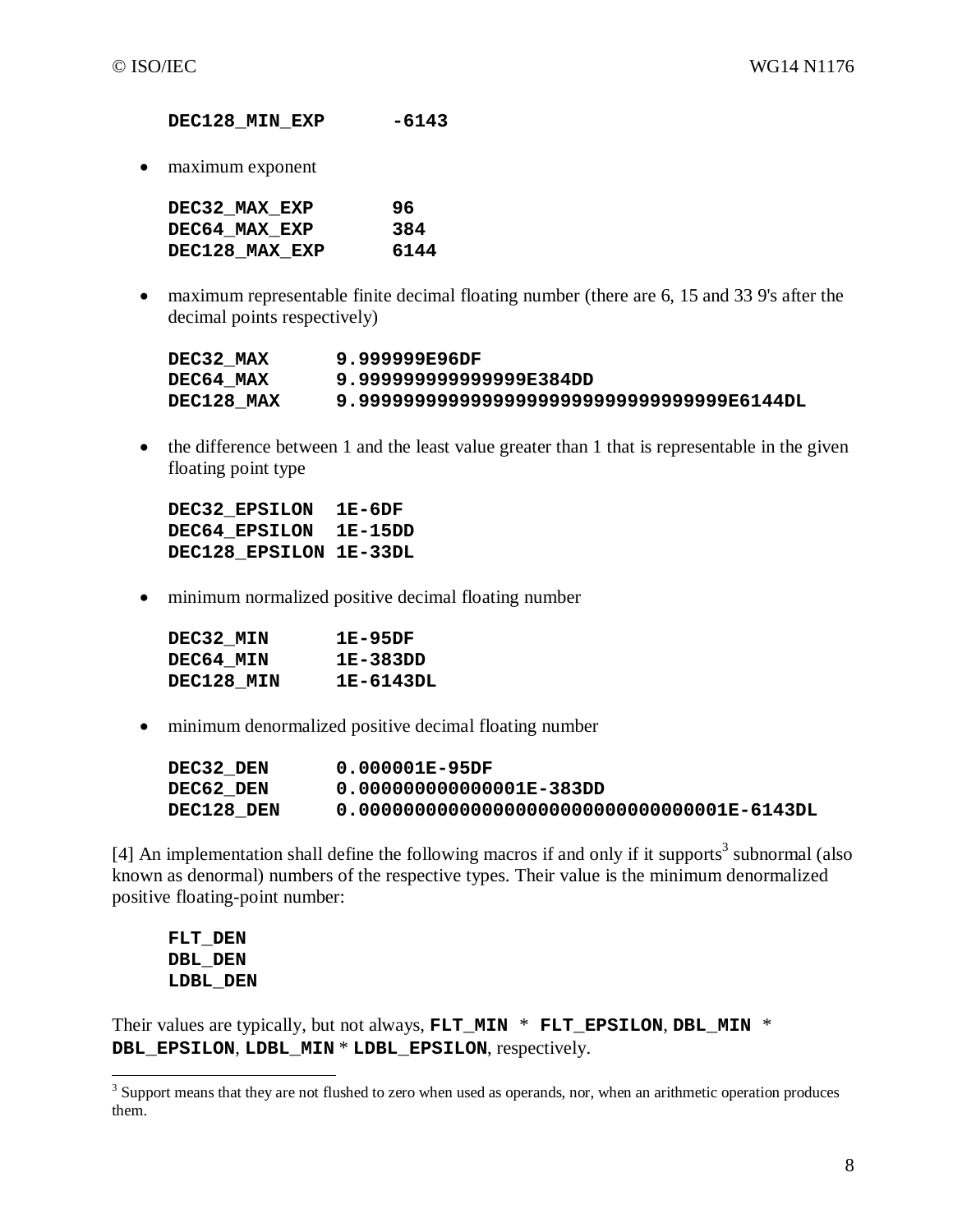```
DEC128_MIN_EXP      -6143
```

- maximum exponent

```
DEC32_MAX_EXP       96
DEC64_MAX_EXP       384
DEC128_MAX_EXP      6144
```

- maximum representable finite decimal floating number (there are 6, 15 and 33 9's after the decimal points respectively)

```
DEC32_MAX       9.999999E96DF
DEC64_MAX       9.999999999999999E384DD
DEC128_MAX      9.999999999999999999999999999999999E6144DL
```

- the difference between 1 and the least value greater than 1 that is representable in the given floating point type

```
DEC32_EPSILON  1E-6DF
DEC64_EPSILON  1E-15DD
DEC128_EPSILON 1E-33DL
```

- minimum normalized positive decimal floating number

```
DEC32_MIN       1E-95DF
DEC64_MIN       1E-383DD
DEC128_MIN      1E-6143DL
```

- minimum denormalized positive decimal floating number

```
DEC32_DEN       0.000001E-95DF
DEC62_DEN       0.000000000000001E-383DD
DEC128_DEN      0.000000000000000000000000000000001E-6143DL
```

[4] An implementation shall define the following macros if and only if it supports[3] subnormal (also known as denormal) numbers of the respective types. Their value is the minimum denormalized positive floating-point number:

```
FLT_DEN
DBL_DEN
LDBL_DEN
```

Their values are typically, but not always, **FLT_MIN** * **FLT_EPSILON**, **DBL_MIN** * **DBL_EPSILON**, **LDBL_MIN** * **LDBL_EPSILON**, respectively.

[3] Support means that they are not flushed to zero when used as operands, nor, when an arithmetic operation produces them.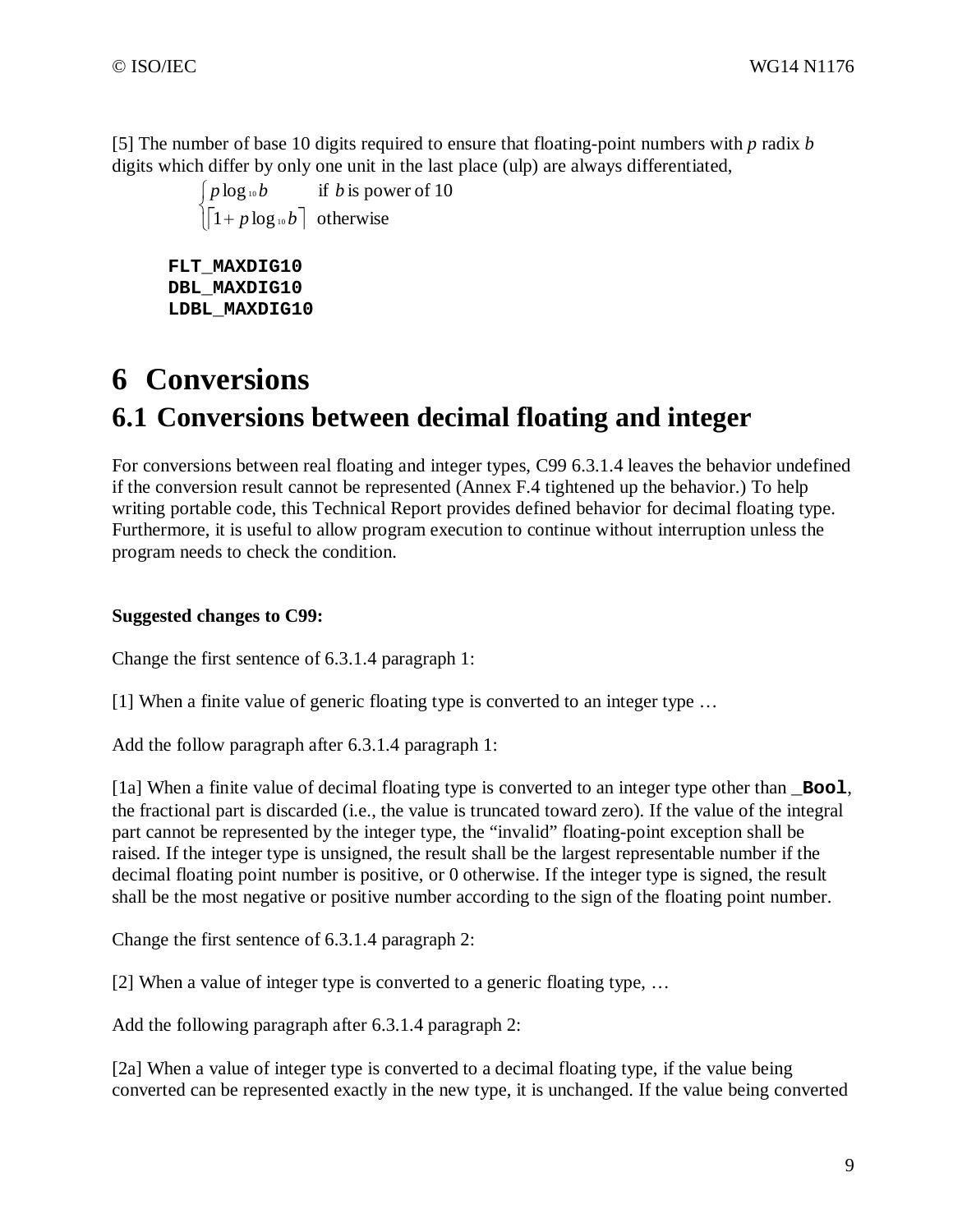[5] The number of base 10 digits required to ensure that floating-point numbers with $p$ radix $b$ digits which differ by only one unit in the last place (ulp) are always differentiated,

$$\begin{cases} p \log_{10} b & \text{if } b \text{ is power of 10} \\ \lceil 1 + p \log_{10} b \rceil & \text{otherwise} \end{cases}$$

```
FLT_MAXDIG10
DBL_MAXDIG10
LDBL_MAXDIG10
```

# 6 Conversions

## 6.1 Conversions between decimal floating and integer

For conversions between real floating and integer types, C99 6.3.1.4 leaves the behavior undefined if the conversion result cannot be represented (Annex F.4 tightened up the behavior.) To help writing portable code, this Technical Report provides defined behavior for decimal floating type. Furthermore, it is useful to allow program execution to continue without interruption unless the program needs to check the condition.

**Suggested changes to C99:**

Change the first sentence of 6.3.1.4 paragraph 1:

[1] When a finite value of generic floating type is converted to an integer type …

Add the follow paragraph after 6.3.1.4 paragraph 1:

[1a] When a finite value of decimal floating type is converted to an integer type other than **`_Bool`**, the fractional part is discarded (i.e., the value is truncated toward zero). If the value of the integral part cannot be represented by the integer type, the "invalid" floating-point exception shall be raised. If the integer type is unsigned, the result shall be the largest representable number if the decimal floating point number is positive, or 0 otherwise. If the integer type is signed, the result shall be the most negative or positive number according to the sign of the floating point number.

Change the first sentence of 6.3.1.4 paragraph 2:

[2] When a value of integer type is converted to a generic floating type, …

Add the following paragraph after 6.3.1.4 paragraph 2:

[2a] When a value of integer type is converted to a decimal floating type, if the value being converted can be represented exactly in the new type, it is unchanged. If the value being converted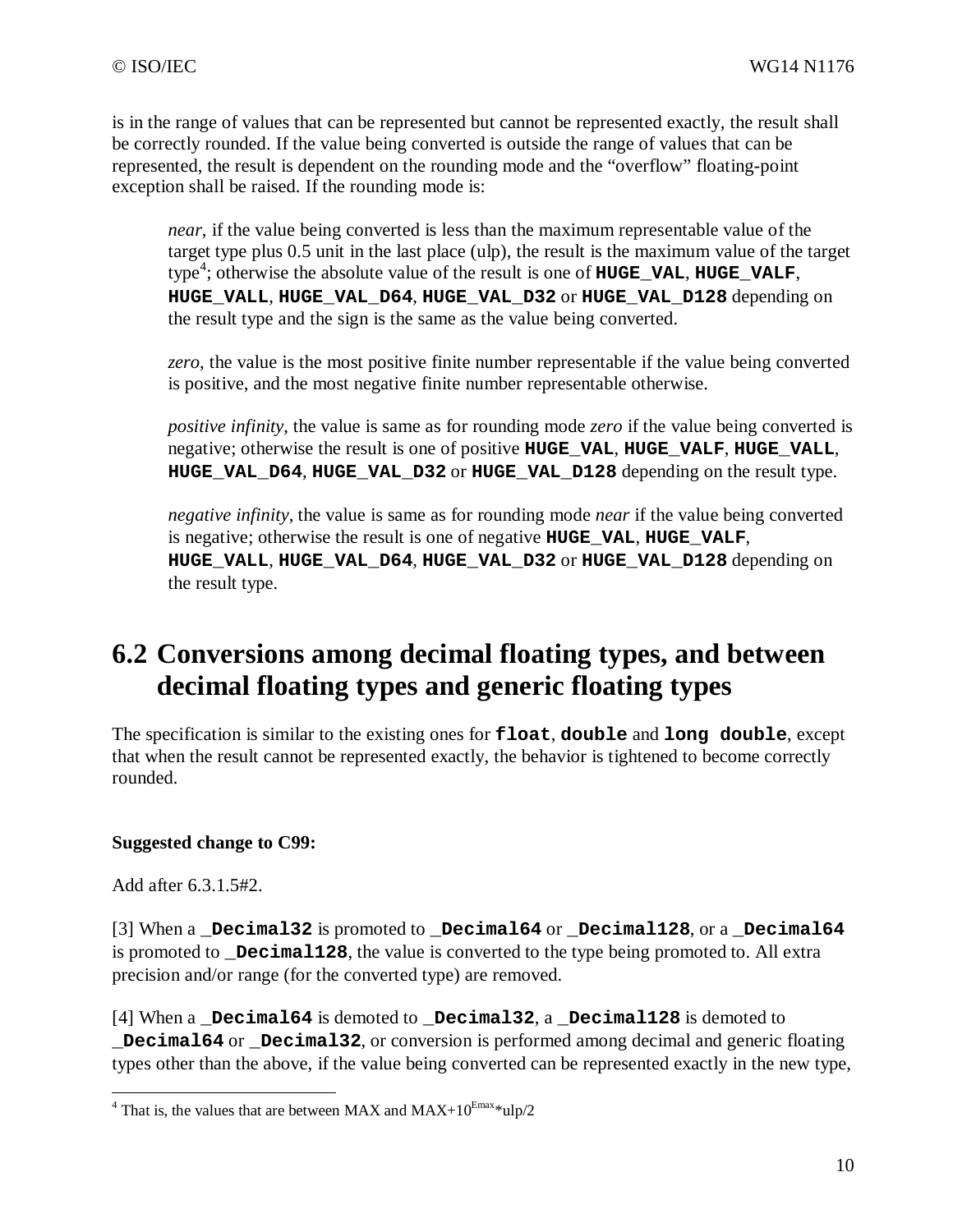is in the range of values that can be represented but cannot be represented exactly, the result shall be correctly rounded. If the value being converted is outside the range of values that can be represented, the result is dependent on the rounding mode and the "overflow" floating-point exception shall be raised. If the rounding mode is:

> *near*, if the value being converted is less than the maximum representable value of the target type plus 0.5 unit in the last place (ulp), the result is the maximum value of the target type[4]; otherwise the absolute value of the result is one of **`HUGE_VAL`**, **`HUGE_VALF`**, **`HUGE_VALL`**, **`HUGE_VAL_D64`**, **`HUGE_VAL_D32`** or **`HUGE_VAL_D128`** depending on the result type and the sign is the same as the value being converted.
>
> *zero*, the value is the most positive finite number representable if the value being converted is positive, and the most negative finite number representable otherwise.
>
> *positive infinity*, the value is same as for rounding mode *zero* if the value being converted is negative; otherwise the result is one of positive **`HUGE_VAL`**, **`HUGE_VALF`**, **`HUGE_VALL`**, **`HUGE_VAL_D64`**, **`HUGE_VAL_D32`** or **`HUGE_VAL_D128`** depending on the result type.
>
> *negative infinity*, the value is same as for rounding mode *near* if the value being converted is negative; otherwise the result is one of negative **`HUGE_VAL`**, **`HUGE_VALF`**, **`HUGE_VALL`**, **`HUGE_VAL_D64`**, **`HUGE_VAL_D32`** or **`HUGE_VAL_D128`** depending on the result type.

## 6.2 Conversions among decimal floating types, and between decimal floating types and generic floating types

The specification is similar to the existing ones for **`float`**, **`double`** and **`long double`**, except that when the result cannot be represented exactly, the behavior is tightened to become correctly rounded.

**Suggested change to C99:**

Add after 6.3.1.5#2.

[3] When a **`_Decimal32`** is promoted to **`_Decimal64`** or **`_Decimal128`**, or a **`_Decimal64`** is promoted to **`_Decimal128`**, the value is converted to the type being promoted to. All extra precision and/or range (for the converted type) are removed.

[4] When a **`_Decimal64`** is demoted to **`_Decimal32`**, a **`_Decimal128`** is demoted to **`_Decimal64`** or **`_Decimal32`**, or conversion is performed among decimal and generic floating types other than the above, if the value being converted can be represented exactly in the new type,

---

[4] That is, the values that are between MAX and MAX+$10^{Emax}$*ulp/2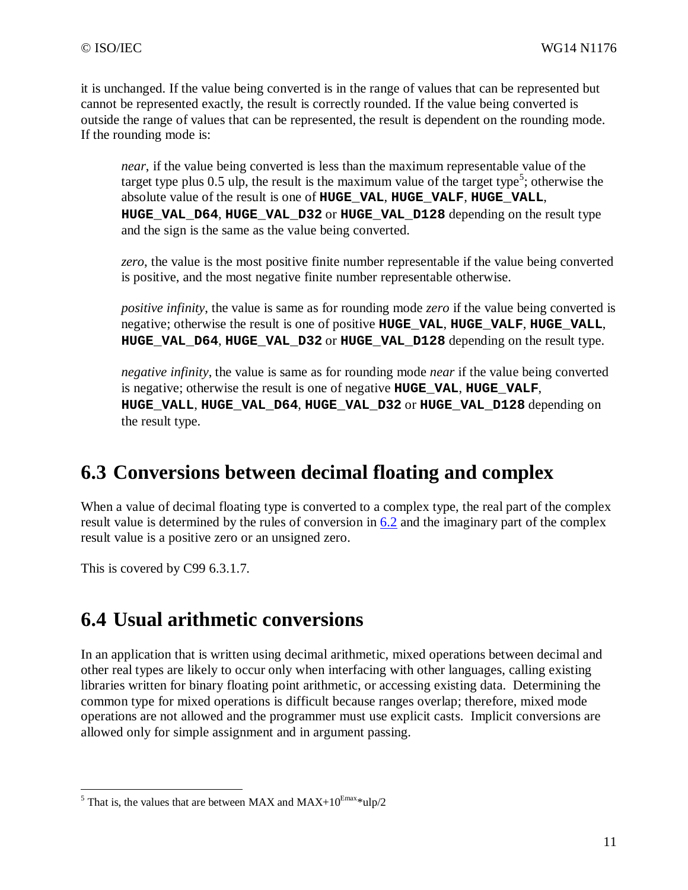it is unchanged. If the value being converted is in the range of values that can be represented but cannot be represented exactly, the result is correctly rounded. If the value being converted is outside the range of values that can be represented, the result is dependent on the rounding mode. If the rounding mode is:

> *near*, if the value being converted is less than the maximum representable value of the target type plus 0.5 ulp, the result is the maximum value of the target type[5]; otherwise the absolute value of the result is one of **`HUGE_VAL`**, **`HUGE_VALF`**, **`HUGE_VALL`**, **`HUGE_VAL_D64`**, **`HUGE_VAL_D32`** or **`HUGE_VAL_D128`** depending on the result type and the sign is the same as the value being converted.
>
> *zero*, the value is the most positive finite number representable if the value being converted is positive, and the most negative finite number representable otherwise.
>
> *positive infinity*, the value is same as for rounding mode *zero* if the value being converted is negative; otherwise the result is one of positive **`HUGE_VAL`**, **`HUGE_VALF`**, **`HUGE_VALL`**, **`HUGE_VAL_D64`**, **`HUGE_VAL_D32`** or **`HUGE_VAL_D128`** depending on the result type.
>
> *negative infinity*, the value is same as for rounding mode *near* if the value being converted is negative; otherwise the result is one of negative **`HUGE_VAL`**, **`HUGE_VALF`**, **`HUGE_VALL`**, **`HUGE_VAL_D64`**, **`HUGE_VAL_D32`** or **`HUGE_VAL_D128`** depending on the result type.

## 6.3 Conversions between decimal floating and complex

When a value of decimal floating type is converted to a complex type, the real part of the complex result value is determined by the rules of conversion in 6.2 and the imaginary part of the complex result value is a positive zero or an unsigned zero.

This is covered by C99 6.3.1.7.

## 6.4 Usual arithmetic conversions

In an application that is written using decimal arithmetic, mixed operations between decimal and other real types are likely to occur only when interfacing with other languages, calling existing libraries written for binary floating point arithmetic, or accessing existing data. Determining the common type for mixed operations is difficult because ranges overlap; therefore, mixed mode operations are not allowed and the programmer must use explicit casts. Implicit conversions are allowed only for simple assignment and in argument passing.

---

[5] That is, the values that are between MAX and MAX+$10^{Emax}$*ulp/2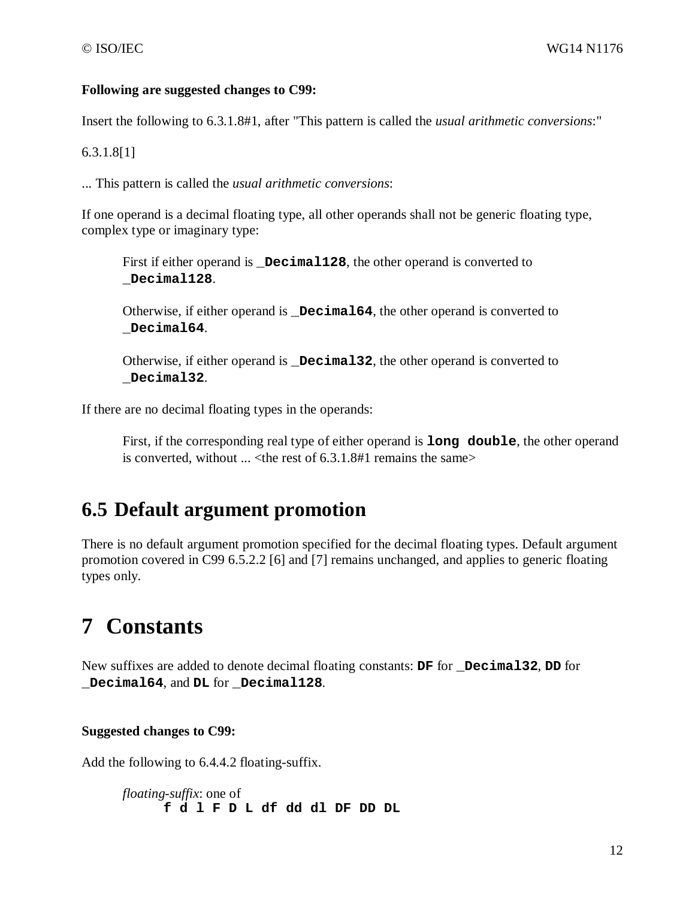**Following are suggested changes to C99:**

Insert the following to 6.3.1.8#1, after "This pattern is called the *usual arithmetic conversions*:"

6.3.1.8[1]

... This pattern is called the *usual arithmetic conversions*:

If one operand is a decimal floating type, all other operands shall not be generic floating type, complex type or imaginary type:

> First if either operand is **`_Decimal128`**, the other operand is converted to **`_Decimal128`**.
>
> Otherwise, if either operand is **`_Decimal64`**, the other operand is converted to **`_Decimal64`**.
>
> Otherwise, if either operand is **`_Decimal32`**, the other operand is converted to **`_Decimal32`**.

If there are no decimal floating types in the operands:

> First, if the corresponding real type of either operand is **`long double`**, the other operand is converted, without ... <the rest of 6.3.1.8#1 remains the same>

## 6.5 Default argument promotion

There is no default argument promotion specified for the decimal floating types. Default argument promotion covered in C99 6.5.2.2 [6] and [7] remains unchanged, and applies to generic floating types only.

# 7 Constants

New suffixes are added to denote decimal floating constants: **`DF`** for **`_Decimal32`**, **`DD`** for **`_Decimal64`**, and **`DL`** for **`_Decimal128`**.

**Suggested changes to C99:**

Add the following to 6.4.4.2 floating-suffix.

> *floating-suffix*: one of
> **`f d l F D L df dd dl DF DD DL`**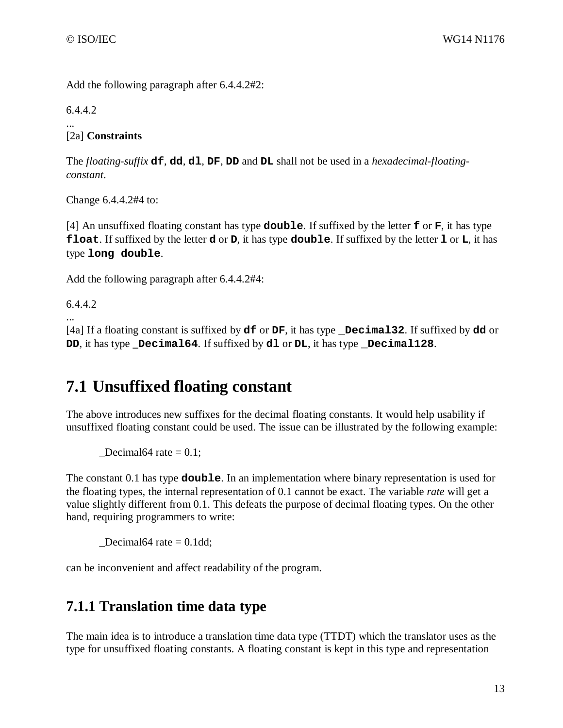Add the following paragraph after 6.4.4.2#2:

6.4.4.2

...

[2a] **Constraints**

The *floating-suffix* **`df`**, **`dd`**, **`dl`**, **`DF`**, **`DD`** and **`DL`** shall not be used in a *hexadecimal-floating-constant*.

Change 6.4.4.2#4 to:

[4] An unsuffixed floating constant has type **`double`**. If suffixed by the letter **`f`** or **`F`**, it has type **`float`**. If suffixed by the letter **`d`** or **`D`**, it has type **`double`**. If suffixed by the letter **`l`** or **`L`**, it has type **`long double`**.

Add the following paragraph after 6.4.4.2#4:

6.4.4.2

...

[4a] If a floating constant is suffixed by **`df`** or **`DF`**, it has type **`_Decimal32`**. If suffixed by **`dd`** or **`DD`**, it has type **`_Decimal64`**. If suffixed by **`dl`** or **`DL`**, it has type **`_Decimal128`**.

## 7.1 Unsuffixed floating constant

The above introduces new suffixes for the decimal floating constants. It would help usability if unsuffixed floating constant could be used. The issue can be illustrated by the following example:

```
_Decimal64 rate = 0.1;
```

The constant 0.1 has type **`double`**. In an implementation where binary representation is used for the floating types, the internal representation of 0.1 cannot be exact. The variable *rate* will get a value slightly different from 0.1. This defeats the purpose of decimal floating types. On the other hand, requiring programmers to write:

```
_Decimal64 rate = 0.1dd;
```

can be inconvenient and affect readability of the program.

### 7.1.1 Translation time data type

The main idea is to introduce a translation time data type (TTDT) which the translator uses as the type for unsuffixed floating constants. A floating constant is kept in this type and representation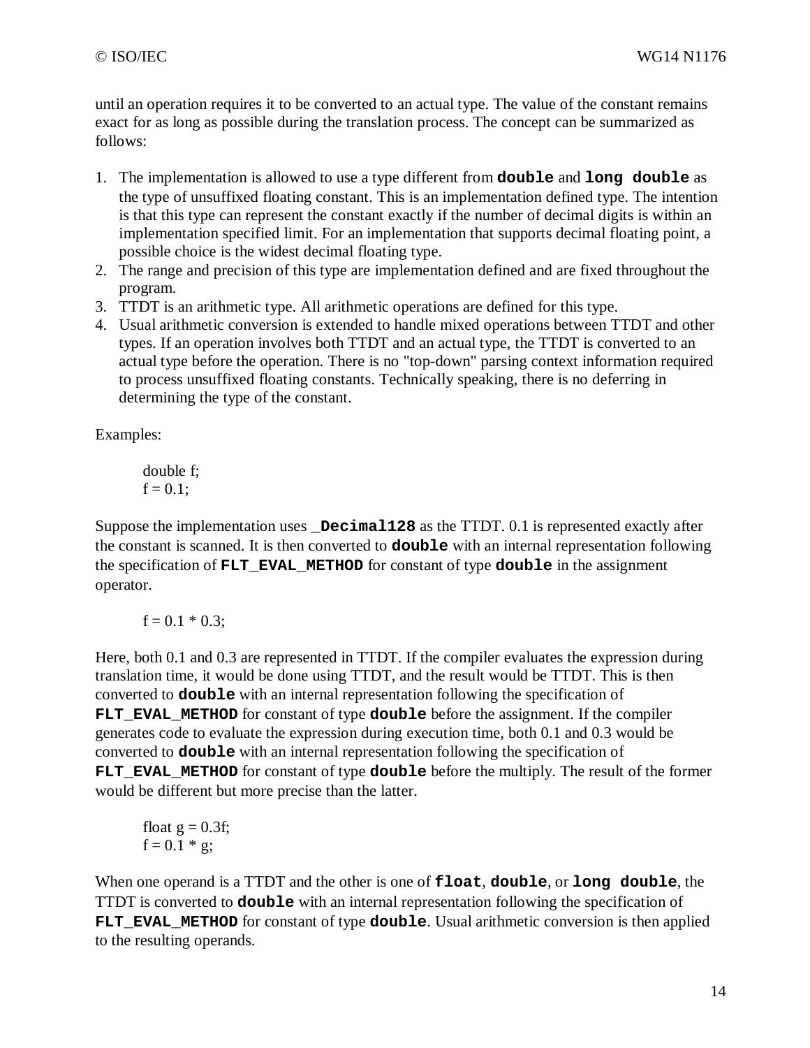until an operation requires it to be converted to an actual type. The value of the constant remains exact for as long as possible during the translation process. The concept can be summarized as follows:

1. The implementation is allowed to use a type different from **`double`** and **`long double`** as the type of unsuffixed floating constant. This is an implementation defined type. The intention is that this type can represent the constant exactly if the number of decimal digits is within an implementation specified limit. For an implementation that supports decimal floating point, a possible choice is the widest decimal floating type.
2. The range and precision of this type are implementation defined and are fixed throughout the program.
3. TTDT is an arithmetic type. All arithmetic operations are defined for this type.
4. Usual arithmetic conversion is extended to handle mixed operations between TTDT and other types. If an operation involves both TTDT and an actual type, the TTDT is converted to an actual type before the operation. There is no "top-down" parsing context information required to process unsuffixed floating constants. Technically speaking, there is no deferring in determining the type of the constant.

Examples:

```
double f;
f = 0.1;
```

Suppose the implementation uses **`_Decimal128`** as the TTDT. 0.1 is represented exactly after the constant is scanned. It is then converted to **`double`** with an internal representation following the specification of **`FLT_EVAL_METHOD`** for constant of type **`double`** in the assignment operator.

```
f = 0.1 * 0.3;
```

Here, both 0.1 and 0.3 are represented in TTDT. If the compiler evaluates the expression during translation time, it would be done using TTDT, and the result would be TTDT. This is then converted to **`double`** with an internal representation following the specification of **`FLT_EVAL_METHOD`** for constant of type **`double`** before the assignment. If the compiler generates code to evaluate the expression during execution time, both 0.1 and 0.3 would be converted to **`double`** with an internal representation following the specification of **`FLT_EVAL_METHOD`** for constant of type **`double`** before the multiply. The result of the former would be different but more precise than the latter.

```
float g = 0.3f;
f = 0.1 * g;
```

When one operand is a TTDT and the other is one of **`float`**, **`double`**, or **`long double`**, the TTDT is converted to **`double`** with an internal representation following the specification of **`FLT_EVAL_METHOD`** for constant of type **`double`**. Usual arithmetic conversion is then applied to the resulting operands.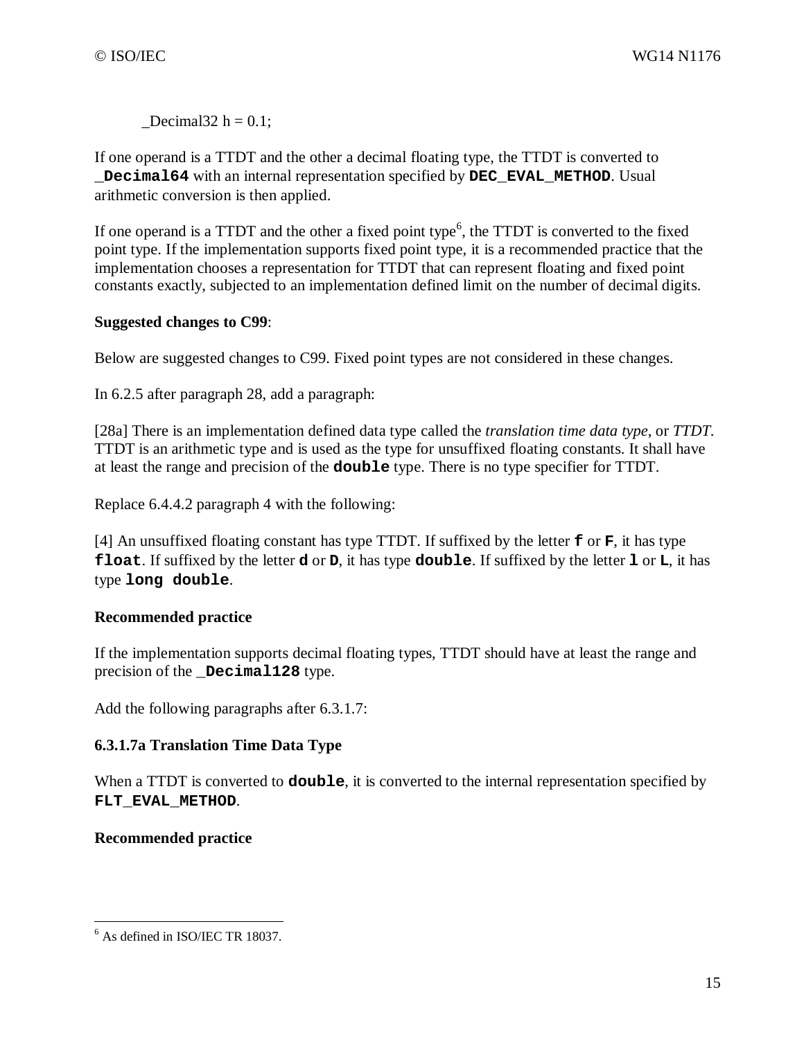_Decimal32 h = 0.1;

If one operand is a TTDT and the other a decimal floating type, the TTDT is converted to **`_Decimal64`** with an internal representation specified by **`DEC_EVAL_METHOD`**. Usual arithmetic conversion is then applied.

If one operand is a TTDT and the other a fixed point type[6], the TTDT is converted to the fixed point type. If the implementation supports fixed point type, it is a recommended practice that the implementation chooses a representation for TTDT that can represent floating and fixed point constants exactly, subjected to an implementation defined limit on the number of decimal digits.

**Suggested changes to C99**:

Below are suggested changes to C99. Fixed point types are not considered in these changes.

In 6.2.5 after paragraph 28, add a paragraph:

[28a] There is an implementation defined data type called the *translation time data type*, or *TTDT*. TTDT is an arithmetic type and is used as the type for unsuffixed floating constants. It shall have at least the range and precision of the **`double`** type. There is no type specifier for TTDT.

Replace 6.4.4.2 paragraph 4 with the following:

[4] An unsuffixed floating constant has type TTDT. If suffixed by the letter **`f`** or **`F`**, it has type **`float`**. If suffixed by the letter **`d`** or **`D`**, it has type **`double`**. If suffixed by the letter **`l`** or **`L`**, it has type **`long double`**.

**Recommended practice**

If the implementation supports decimal floating types, TTDT should have at least the range and precision of the **`_Decimal128`** type.

Add the following paragraphs after 6.3.1.7:

**6.3.1.7a Translation Time Data Type**

When a TTDT is converted to **`double`**, it is converted to the internal representation specified by **`FLT_EVAL_METHOD`**.

**Recommended practice**

---

[6] As defined in ISO/IEC TR 18037.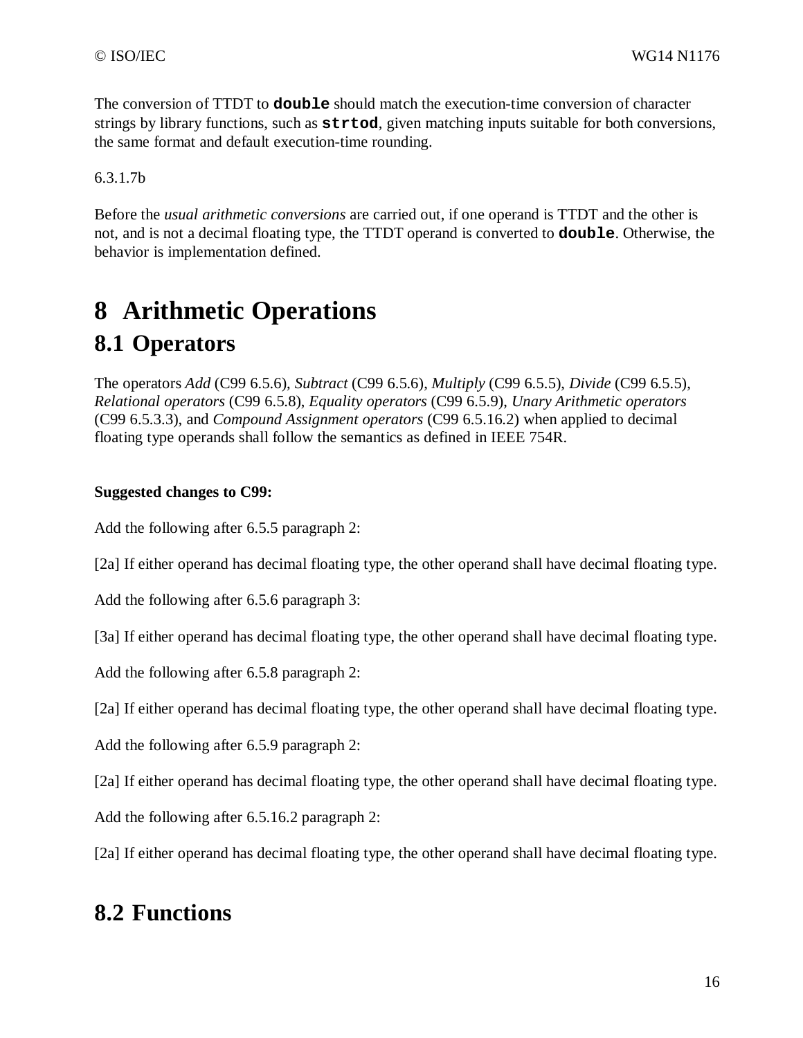The conversion of TTDT to **`double`** should match the execution-time conversion of character strings by library functions, such as **`strtod`**, given matching inputs suitable for both conversions, the same format and default execution-time rounding.

6.3.1.7b

Before the *usual arithmetic conversions* are carried out, if one operand is TTDT and the other is not, and is not a decimal floating type, the TTDT operand is converted to **`double`**. Otherwise, the behavior is implementation defined.

# 8 Arithmetic Operations

## 8.1 Operators

The operators *Add* (C99 6.5.6), *Subtract* (C99 6.5.6), *Multiply* (C99 6.5.5), *Divide* (C99 6.5.5), *Relational operators* (C99 6.5.8), *Equality operators* (C99 6.5.9), *Unary Arithmetic operators* (C99 6.5.3.3), and *Compound Assignment operators* (C99 6.5.16.2) when applied to decimal floating type operands shall follow the semantics as defined in IEEE 754R.

**Suggested changes to C99:**

Add the following after 6.5.5 paragraph 2:

[2a] If either operand has decimal floating type, the other operand shall have decimal floating type.

Add the following after 6.5.6 paragraph 3:

[3a] If either operand has decimal floating type, the other operand shall have decimal floating type.

Add the following after 6.5.8 paragraph 2:

[2a] If either operand has decimal floating type, the other operand shall have decimal floating type.

Add the following after 6.5.9 paragraph 2:

[2a] If either operand has decimal floating type, the other operand shall have decimal floating type.

Add the following after 6.5.16.2 paragraph 2:

[2a] If either operand has decimal floating type, the other operand shall have decimal floating type.

## 8.2 Functions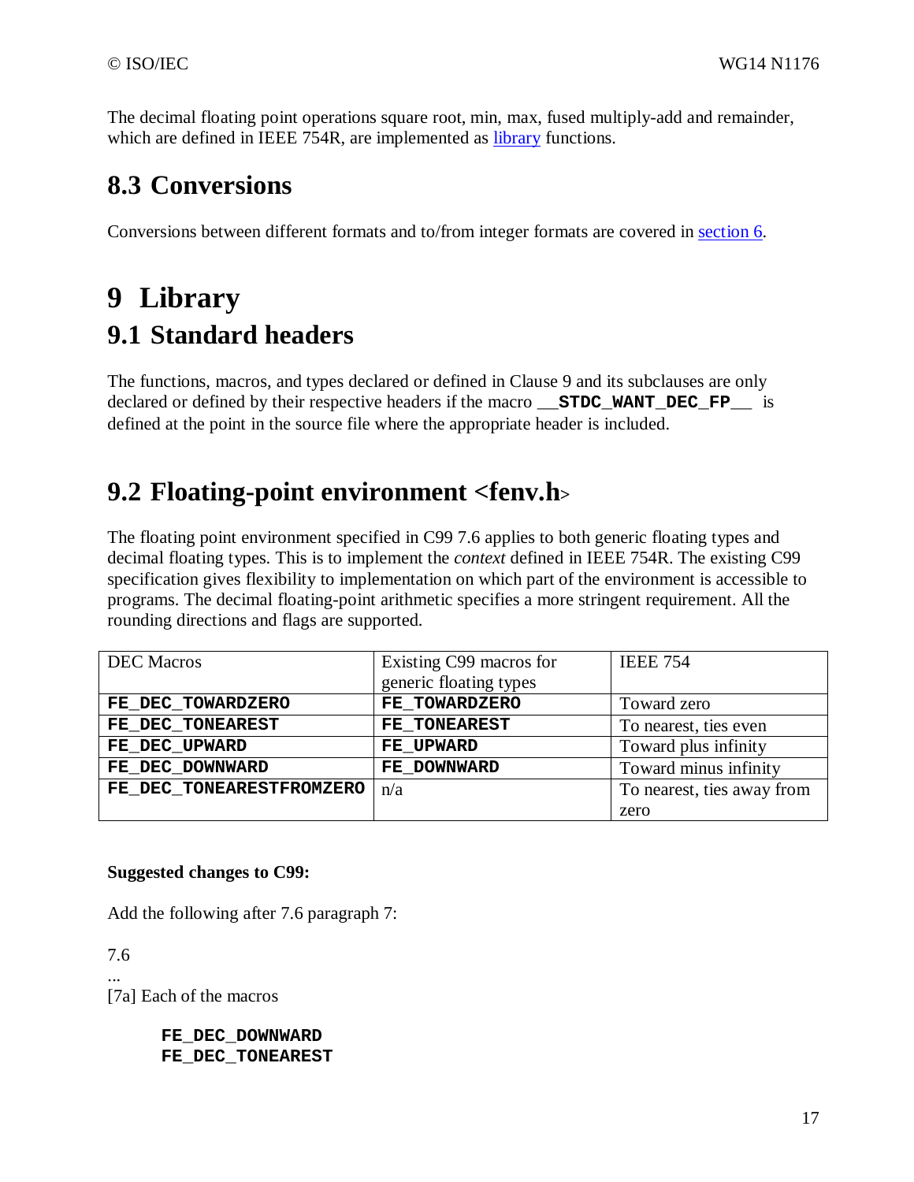The decimal floating point operations square root, min, max, fused multiply-add and remainder, which are defined in IEEE 754R, are implemented as library functions.

## 8.3 Conversions

Conversions between different formats and to/from integer formats are covered in section 6.

# 9 Library

## 9.1 Standard headers

The functions, macros, and types declared or defined in Clause 9 and its subclauses are only declared or defined by their respective headers if the macro **__STDC_WANT_DEC_FP__** is defined at the point in the source file where the appropriate header is included.

## 9.2 Floating-point environment <fenv.h>

The floating point environment specified in C99 7.6 applies to both generic floating types and decimal floating types. This is to implement the *context* defined in IEEE 754R. The existing C99 specification gives flexibility to implementation on which part of the environment is accessible to programs. The decimal floating-point arithmetic specifies a more stringent requirement. All the rounding directions and flags are supported.

| DEC Macros | Existing C99 macros for generic floating types | IEEE 754 |
|---|---|---|
| **FE_DEC_TOWARDZERO** | **FE_TOWARDZERO** | Toward zero |
| **FE_DEC_TONEAREST** | **FE_TONEAREST** | To nearest, ties even |
| **FE_DEC_UPWARD** | **FE_UPWARD** | Toward plus infinity |
| **FE_DEC_DOWNWARD** | **FE_DOWNWARD** | Toward minus infinity |
| **FE_DEC_TONEARESTFROMZERO** | n/a | To nearest, ties away from zero |

**Suggested changes to C99:**

Add the following after 7.6 paragraph 7:

7.6

...

[7a] Each of the macros

```
FE_DEC_DOWNWARD
FE_DEC_TONEAREST
```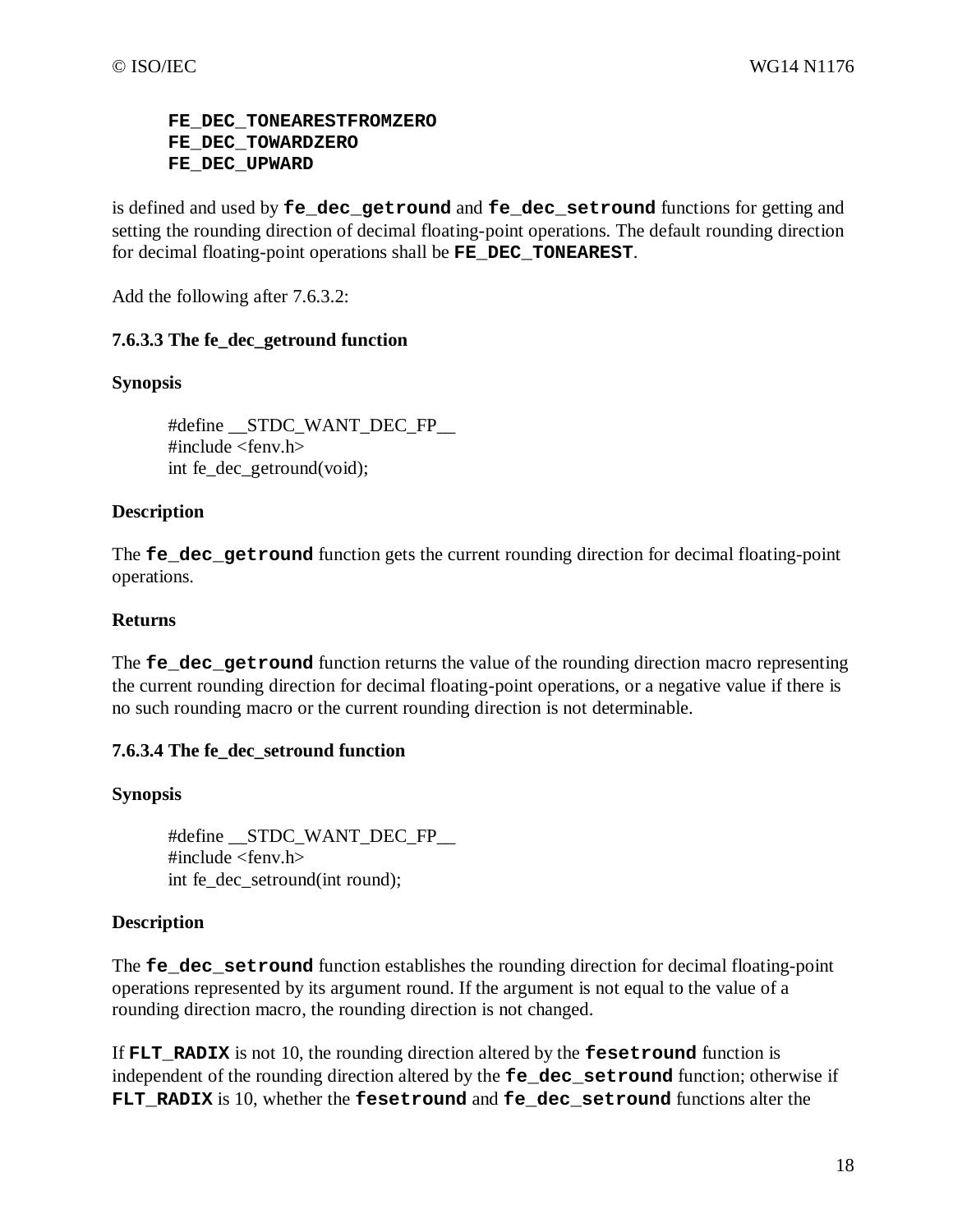**FE_DEC_TONEARESTFROMZERO**
**FE_DEC_TOWARDZERO**
**FE_DEC_UPWARD**

is defined and used by **fe_dec_getround** and **fe_dec_setround** functions for getting and setting the rounding direction of decimal floating-point operations. The default rounding direction for decimal floating-point operations shall be **FE_DEC_TONEAREST**.

Add the following after 7.6.3.2:

**7.6.3.3 The fe_dec_getround function**

**Synopsis**

```
#define __STDC_WANT_DEC_FP__
#include <fenv.h>
int fe_dec_getround(void);
```

**Description**

The **fe_dec_getround** function gets the current rounding direction for decimal floating-point operations.

**Returns**

The **fe_dec_getround** function returns the value of the rounding direction macro representing the current rounding direction for decimal floating-point operations, or a negative value if there is no such rounding macro or the current rounding direction is not determinable.

**7.6.3.4 The fe_dec_setround function**

**Synopsis**

```
#define __STDC_WANT_DEC_FP__
#include <fenv.h>
int fe_dec_setround(int round);
```

**Description**

The **fe_dec_setround** function establishes the rounding direction for decimal floating-point operations represented by its argument round. If the argument is not equal to the value of a rounding direction macro, the rounding direction is not changed.

If **FLT_RADIX** is not 10, the rounding direction altered by the **fesetround** function is independent of the rounding direction altered by the **fe_dec_setround** function; otherwise if **FLT_RADIX** is 10, whether the **fesetround** and **fe_dec_setround** functions alter the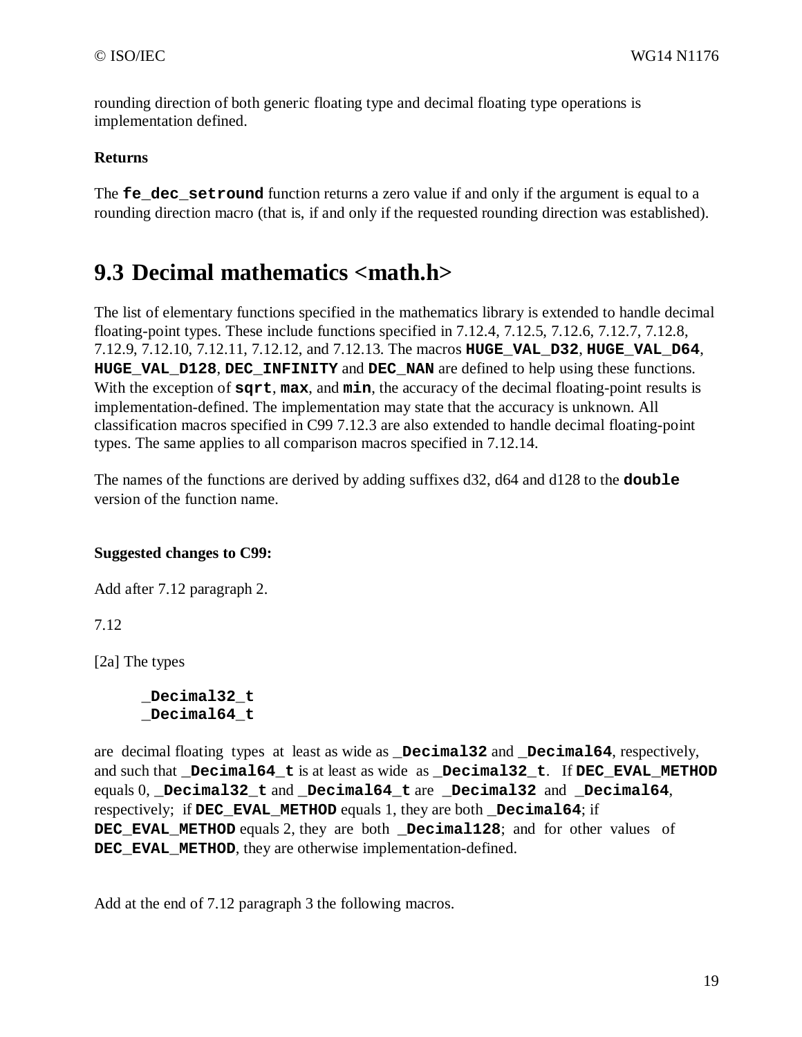rounding direction of both generic floating type and decimal floating type operations is implementation defined.

**Returns**

The **`fe_dec_setround`** function returns a zero value if and only if the argument is equal to a rounding direction macro (that is, if and only if the requested rounding direction was established).

## 9.3 Decimal mathematics <math.h>

The list of elementary functions specified in the mathematics library is extended to handle decimal floating-point types. These include functions specified in 7.12.4, 7.12.5, 7.12.6, 7.12.7, 7.12.8, 7.12.9, 7.12.10, 7.12.11, 7.12.12, and 7.12.13. The macros **`HUGE_VAL_D32`**, **`HUGE_VAL_D64`**, **`HUGE_VAL_D128`**, **`DEC_INFINITY`** and **`DEC_NAN`** are defined to help using these functions. With the exception of **`sqrt`**, **`max`**, and **`min`**, the accuracy of the decimal floating-point results is implementation-defined. The implementation may state that the accuracy is unknown. All classification macros specified in C99 7.12.3 are also extended to handle decimal floating-point types. The same applies to all comparison macros specified in 7.12.14.

The names of the functions are derived by adding suffixes d32, d64 and d128 to the **`double`** version of the function name.

**Suggested changes to C99:**

Add after 7.12 paragraph 2.

7.12

[2a] The types

```
_Decimal32_t
_Decimal64_t
```

are decimal floating types at least as wide as **`_Decimal32`** and **`_Decimal64`**, respectively, and such that **`_Decimal64_t`** is at least as wide as **`_Decimal32_t`**. If **`DEC_EVAL_METHOD`** equals 0, **`_Decimal32_t`** and **`_Decimal64_t`** are **`_Decimal32`** and **`_Decimal64`**, respectively; if **`DEC_EVAL_METHOD`** equals 1, they are both **`_Decimal64`**; if **`DEC_EVAL_METHOD`** equals 2, they are both **`_Decimal128`**; and for other values of **`DEC_EVAL_METHOD`**, they are otherwise implementation-defined.

Add at the end of 7.12 paragraph 3 the following macros.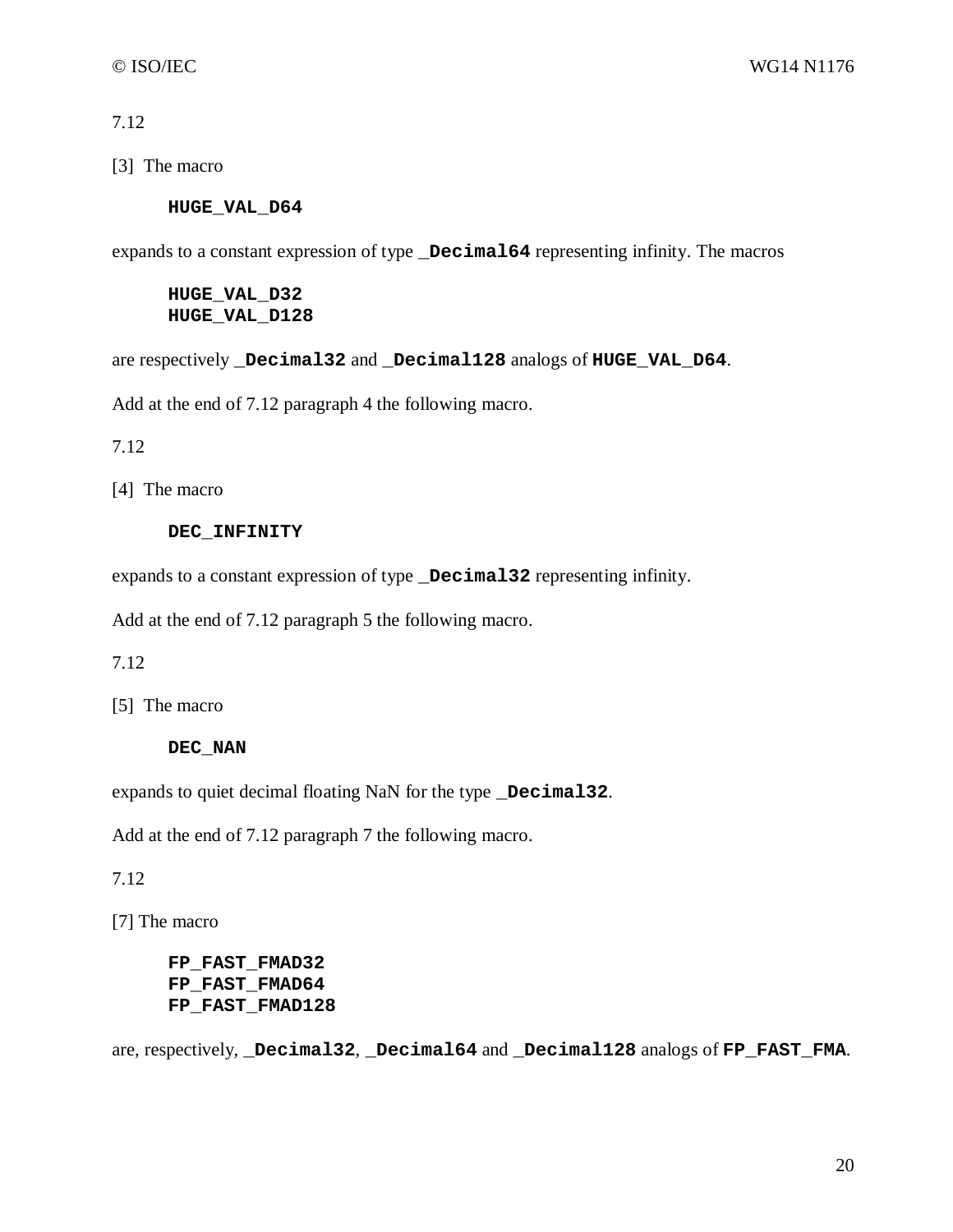7.12

[3] The macro

```
HUGE_VAL_D64
```

expands to a constant expression of type **_Decimal64** representing infinity. The macros

```
HUGE_VAL_D32
HUGE_VAL_D128
```

are respectively **_Decimal32** and **_Decimal128** analogs of **HUGE_VAL_D64**.

Add at the end of 7.12 paragraph 4 the following macro.

7.12

[4] The macro

```
DEC_INFINITY
```

expands to a constant expression of type **_Decimal32** representing infinity.

Add at the end of 7.12 paragraph 5 the following macro.

7.12

[5] The macro

```
DEC_NAN
```

expands to quiet decimal floating NaN for the type **_Decimal32**.

Add at the end of 7.12 paragraph 7 the following macro.

7.12

[7] The macro

```
FP_FAST_FMAD32
FP_FAST_FMAD64
FP_FAST_FMAD128
```

are, respectively, **_Decimal32**, **_Decimal64** and **_Decimal128** analogs of **FP_FAST_FMA**.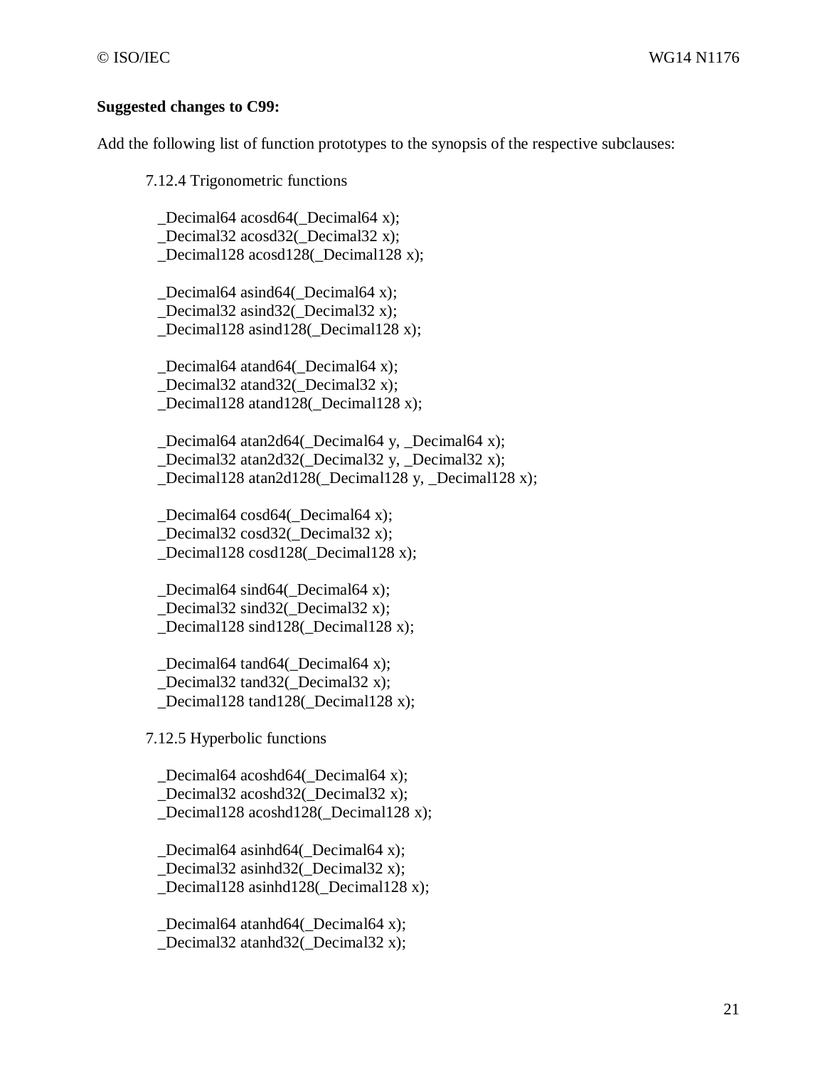**Suggested changes to C99:**

Add the following list of function prototypes to the synopsis of the respective subclauses:

7.12.4 Trigonometric functions

```
_Decimal64 acosd64(_Decimal64 x);
_Decimal32 acosd32(_Decimal32 x);
_Decimal128 acosd128(_Decimal128 x);

_Decimal64 asind64(_Decimal64 x);
_Decimal32 asind32(_Decimal32 x);
_Decimal128 asind128(_Decimal128 x);

_Decimal64 atand64(_Decimal64 x);
_Decimal32 atand32(_Decimal32 x);
_Decimal128 atand128(_Decimal128 x);

_Decimal64 atan2d64(_Decimal64 y, _Decimal64 x);
_Decimal32 atan2d32(_Decimal32 y, _Decimal32 x);
_Decimal128 atan2d128(_Decimal128 y, _Decimal128 x);

_Decimal64 cosd64(_Decimal64 x);
_Decimal32 cosd32(_Decimal32 x);
_Decimal128 cosd128(_Decimal128 x);

_Decimal64 sind64(_Decimal64 x);
_Decimal32 sind32(_Decimal32 x);
_Decimal128 sind128(_Decimal128 x);

_Decimal64 tand64(_Decimal64 x);
_Decimal32 tand32(_Decimal32 x);
_Decimal128 tand128(_Decimal128 x);
```

7.12.5 Hyperbolic functions

```
_Decimal64 acoshd64(_Decimal64 x);
_Decimal32 acoshd32(_Decimal32 x);
_Decimal128 acoshd128(_Decimal128 x);

_Decimal64 asinhd64(_Decimal64 x);
_Decimal32 asinhd32(_Decimal32 x);
_Decimal128 asinhd128(_Decimal128 x);

_Decimal64 atanhd64(_Decimal64 x);
_Decimal32 atanhd32(_Decimal32 x);
```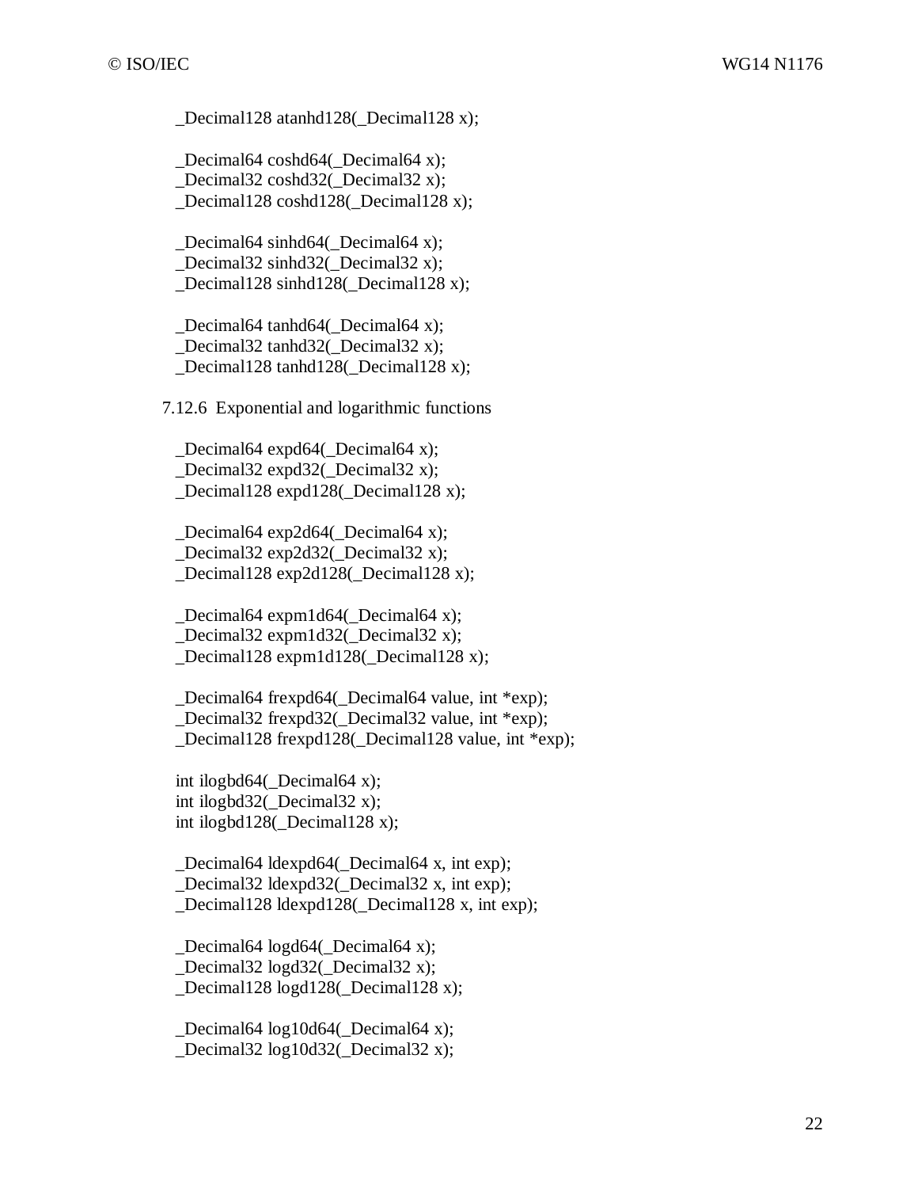```
_Decimal128 atanhd128(_Decimal128 x);

_Decimal64 coshd64(_Decimal64 x);
_Decimal32 coshd32(_Decimal32 x);
_Decimal128 coshd128(_Decimal128 x);

_Decimal64 sinhd64(_Decimal64 x);
_Decimal32 sinhd32(_Decimal32 x);
_Decimal128 sinhd128(_Decimal128 x);

_Decimal64 tanhd64(_Decimal64 x);
_Decimal32 tanhd32(_Decimal32 x);
_Decimal128 tanhd128(_Decimal128 x);
```

7.12.6 Exponential and logarithmic functions

```
_Decimal64 expd64(_Decimal64 x);
_Decimal32 expd32(_Decimal32 x);
_Decimal128 expd128(_Decimal128 x);

_Decimal64 exp2d64(_Decimal64 x);
_Decimal32 exp2d32(_Decimal32 x);
_Decimal128 exp2d128(_Decimal128 x);

_Decimal64 expm1d64(_Decimal64 x);
_Decimal32 expm1d32(_Decimal32 x);
_Decimal128 expm1d128(_Decimal128 x);

_Decimal64 frexpd64(_Decimal64 value, int *exp);
_Decimal32 frexpd32(_Decimal32 value, int *exp);
_Decimal128 frexpd128(_Decimal128 value, int *exp);

int ilogbd64(_Decimal64 x);
int ilogbd32(_Decimal32 x);
int ilogbd128(_Decimal128 x);

_Decimal64 ldexpd64(_Decimal64 x, int exp);
_Decimal32 ldexpd32(_Decimal32 x, int exp);
_Decimal128 ldexpd128(_Decimal128 x, int exp);

_Decimal64 logd64(_Decimal64 x);
_Decimal32 logd32(_Decimal32 x);
_Decimal128 logd128(_Decimal128 x);

_Decimal64 log10d64(_Decimal64 x);
_Decimal32 log10d32(_Decimal32 x);
```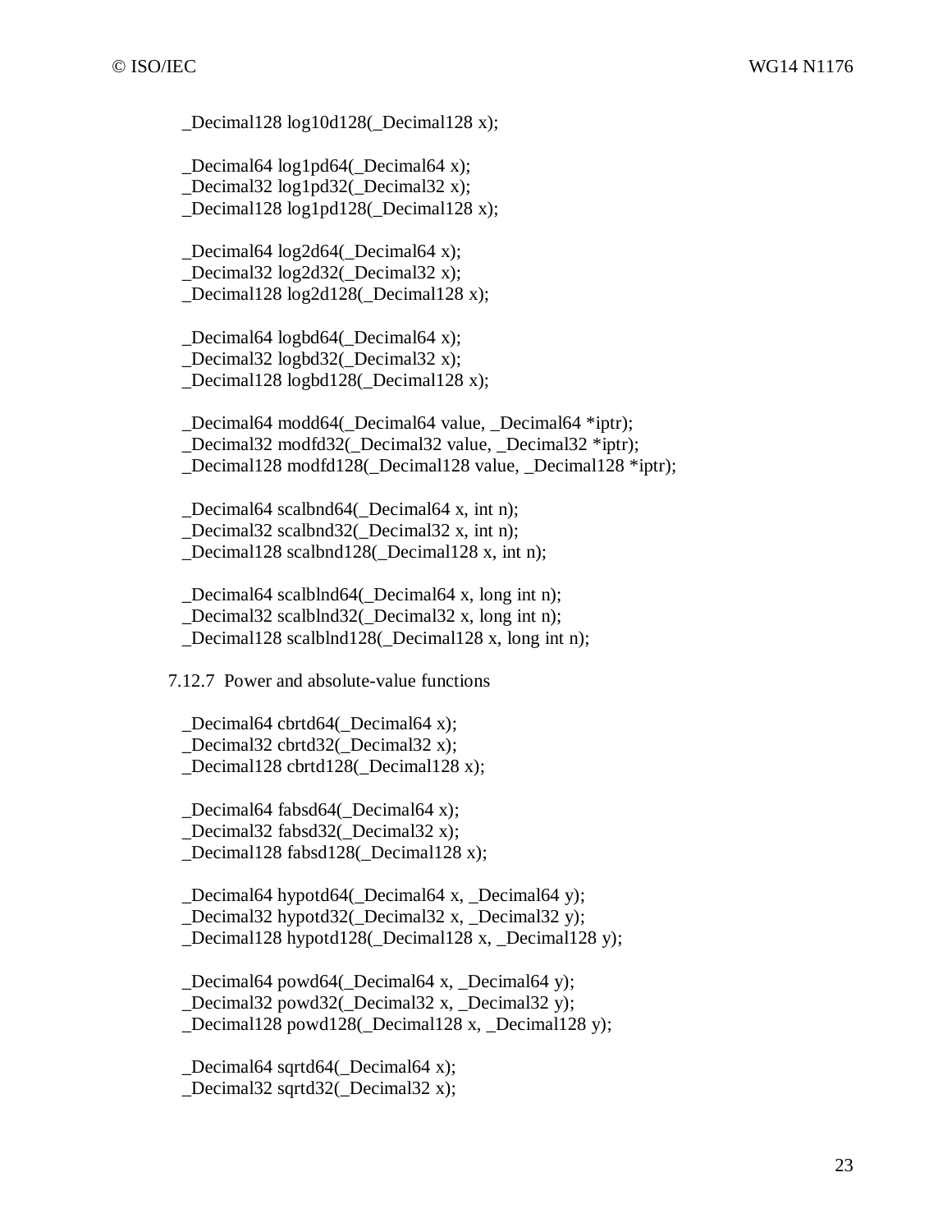```
_Decimal128 log10d128(_Decimal128 x);

_Decimal64 log1pd64(_Decimal64 x);
_Decimal32 log1pd32(_Decimal32 x);
_Decimal128 log1pd128(_Decimal128 x);

_Decimal64 log2d64(_Decimal64 x);
_Decimal32 log2d32(_Decimal32 x);
_Decimal128 log2d128(_Decimal128 x);

_Decimal64 logbd64(_Decimal64 x);
_Decimal32 logbd32(_Decimal32 x);
_Decimal128 logbd128(_Decimal128 x);

_Decimal64 modd64(_Decimal64 value, _Decimal64 *iptr);
_Decimal32 modfd32(_Decimal32 value, _Decimal32 *iptr);
_Decimal128 modfd128(_Decimal128 value, _Decimal128 *iptr);

_Decimal64 scalbnd64(_Decimal64 x, int n);
_Decimal32 scalbnd32(_Decimal32 x, int n);
_Decimal128 scalbnd128(_Decimal128 x, int n);

_Decimal64 scalblnd64(_Decimal64 x, long int n);
_Decimal32 scalblnd32(_Decimal32 x, long int n);
_Decimal128 scalblnd128(_Decimal128 x, long int n);
```

### 7.12.7 Power and absolute-value functions

```
_Decimal64 cbrtd64(_Decimal64 x);
_Decimal32 cbrtd32(_Decimal32 x);
_Decimal128 cbrtd128(_Decimal128 x);

_Decimal64 fabsd64(_Decimal64 x);
_Decimal32 fabsd32(_Decimal32 x);
_Decimal128 fabsd128(_Decimal128 x);

_Decimal64 hypotd64(_Decimal64 x, _Decimal64 y);
_Decimal32 hypotd32(_Decimal32 x, _Decimal32 y);
_Decimal128 hypotd128(_Decimal128 x, _Decimal128 y);

_Decimal64 powd64(_Decimal64 x, _Decimal64 y);
_Decimal32 powd32(_Decimal32 x, _Decimal32 y);
_Decimal128 powd128(_Decimal128 x, _Decimal128 y);

_Decimal64 sqrtd64(_Decimal64 x);
_Decimal32 sqrtd32(_Decimal32 x);
```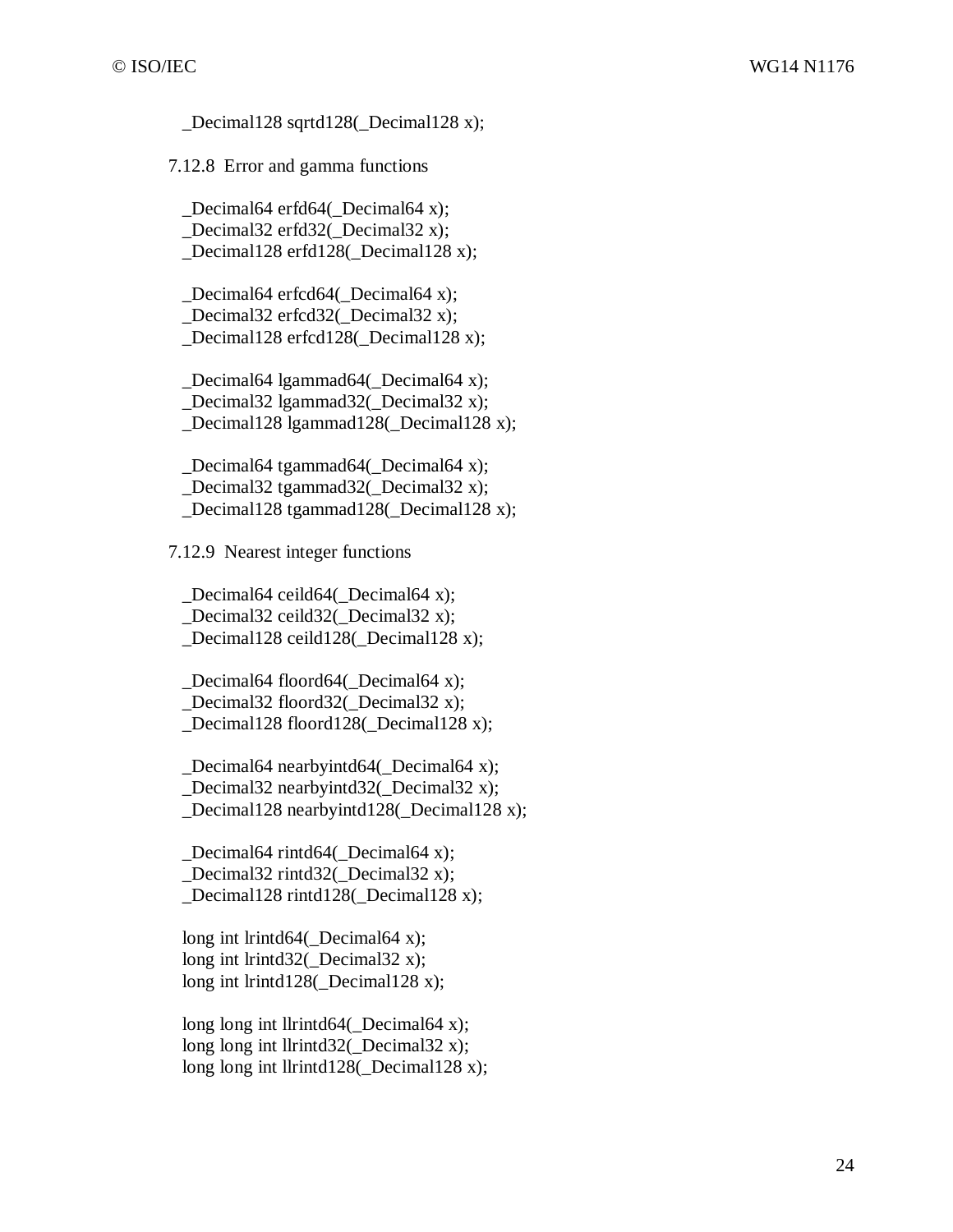```
_Decimal128 sqrtd128(_Decimal128 x);
```

7.12.8 Error and gamma functions

```
_Decimal64 erfd64(_Decimal64 x);
_Decimal32 erfd32(_Decimal32 x);
_Decimal128 erfd128(_Decimal128 x);

_Decimal64 erfcd64(_Decimal64 x);
_Decimal32 erfcd32(_Decimal32 x);
_Decimal128 erfcd128(_Decimal128 x);

_Decimal64 lgammad64(_Decimal64 x);
_Decimal32 lgammad32(_Decimal32 x);
_Decimal128 lgammad128(_Decimal128 x);

_Decimal64 tgammad64(_Decimal64 x);
_Decimal32 tgammad32(_Decimal32 x);
_Decimal128 tgammad128(_Decimal128 x);
```

7.12.9 Nearest integer functions

```
_Decimal64 ceild64(_Decimal64 x);
_Decimal32 ceild32(_Decimal32 x);
_Decimal128 ceild128(_Decimal128 x);

_Decimal64 floord64(_Decimal64 x);
_Decimal32 floord32(_Decimal32 x);
_Decimal128 floord128(_Decimal128 x);

_Decimal64 nearbyintd64(_Decimal64 x);
_Decimal32 nearbyintd32(_Decimal32 x);
_Decimal128 nearbyintd128(_Decimal128 x);

_Decimal64 rintd64(_Decimal64 x);
_Decimal32 rintd32(_Decimal32 x);
_Decimal128 rintd128(_Decimal128 x);

long int lrintd64(_Decimal64 x);
long int lrintd32(_Decimal32 x);
long int lrintd128(_Decimal128 x);

long long int llrintd64(_Decimal64 x);
long long int llrintd32(_Decimal32 x);
long long int llrintd128(_Decimal128 x);
```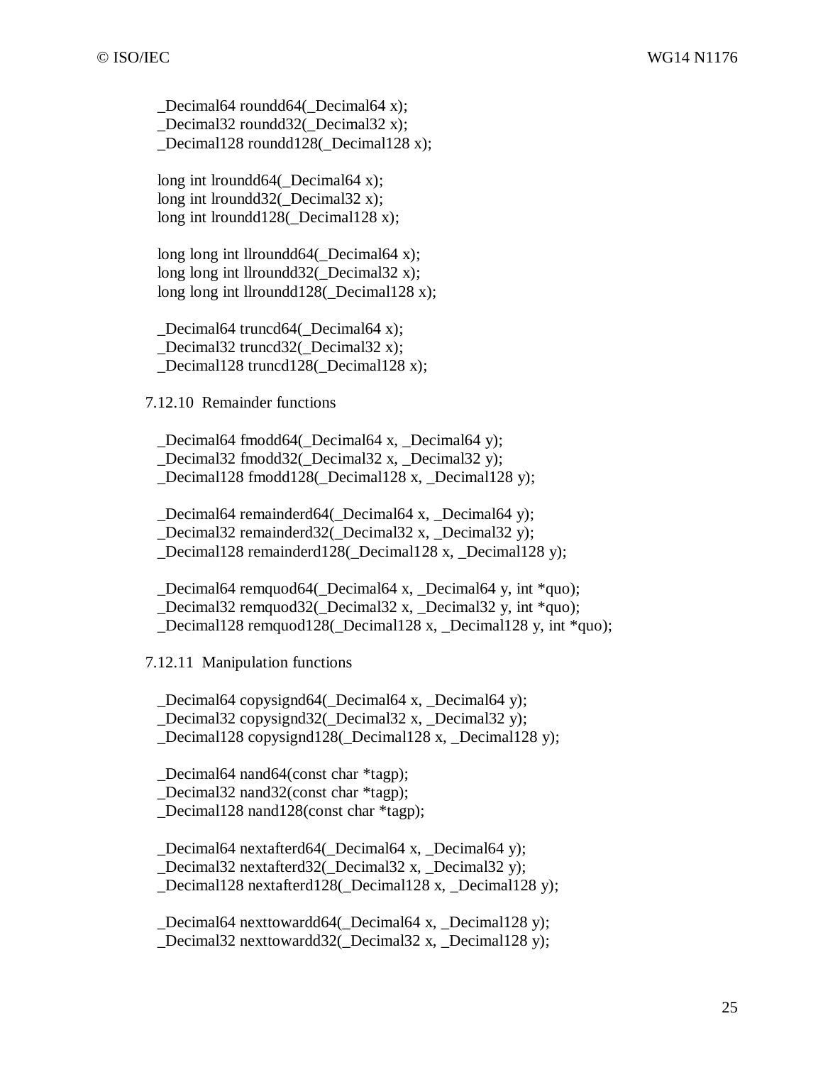```
_Decimal64 roundd64(_Decimal64 x);
_Decimal32 roundd32(_Decimal32 x);
_Decimal128 roundd128(_Decimal128 x);

long int lroundd64(_Decimal64 x);
long int lroundd32(_Decimal32 x);
long int lroundd128(_Decimal128 x);

long long int llroundd64(_Decimal64 x);
long long int llroundd32(_Decimal32 x);
long long int llroundd128(_Decimal128 x);

_Decimal64 truncd64(_Decimal64 x);
_Decimal32 truncd32(_Decimal32 x);
_Decimal128 truncd128(_Decimal128 x);
```

### 7.12.10 Remainder functions

```
_Decimal64 fmodd64(_Decimal64 x, _Decimal64 y);
_Decimal32 fmodd32(_Decimal32 x, _Decimal32 y);
_Decimal128 fmodd128(_Decimal128 x, _Decimal128 y);

_Decimal64 remainderd64(_Decimal64 x, _Decimal64 y);
_Decimal32 remainderd32(_Decimal32 x, _Decimal32 y);
_Decimal128 remainderd128(_Decimal128 x, _Decimal128 y);

_Decimal64 remquod64(_Decimal64 x, _Decimal64 y, int *quo);
_Decimal32 remquod32(_Decimal32 x, _Decimal32 y, int *quo);
_Decimal128 remquod128(_Decimal128 x, _Decimal128 y, int *quo);
```

### 7.12.11 Manipulation functions

```
_Decimal64 copysignd64(_Decimal64 x, _Decimal64 y);
_Decimal32 copysignd32(_Decimal32 x, _Decimal32 y);
_Decimal128 copysignd128(_Decimal128 x, _Decimal128 y);

_Decimal64 nand64(const char *tagp);
_Decimal32 nand32(const char *tagp);
_Decimal128 nand128(const char *tagp);

_Decimal64 nextafterd64(_Decimal64 x, _Decimal64 y);
_Decimal32 nextafterd32(_Decimal32 x, _Decimal32 y);
_Decimal128 nextafterd128(_Decimal128 x, _Decimal128 y);

_Decimal64 nexttowardd64(_Decimal64 x, _Decimal128 y);
_Decimal32 nexttowardd32(_Decimal32 x, _Decimal128 y);
```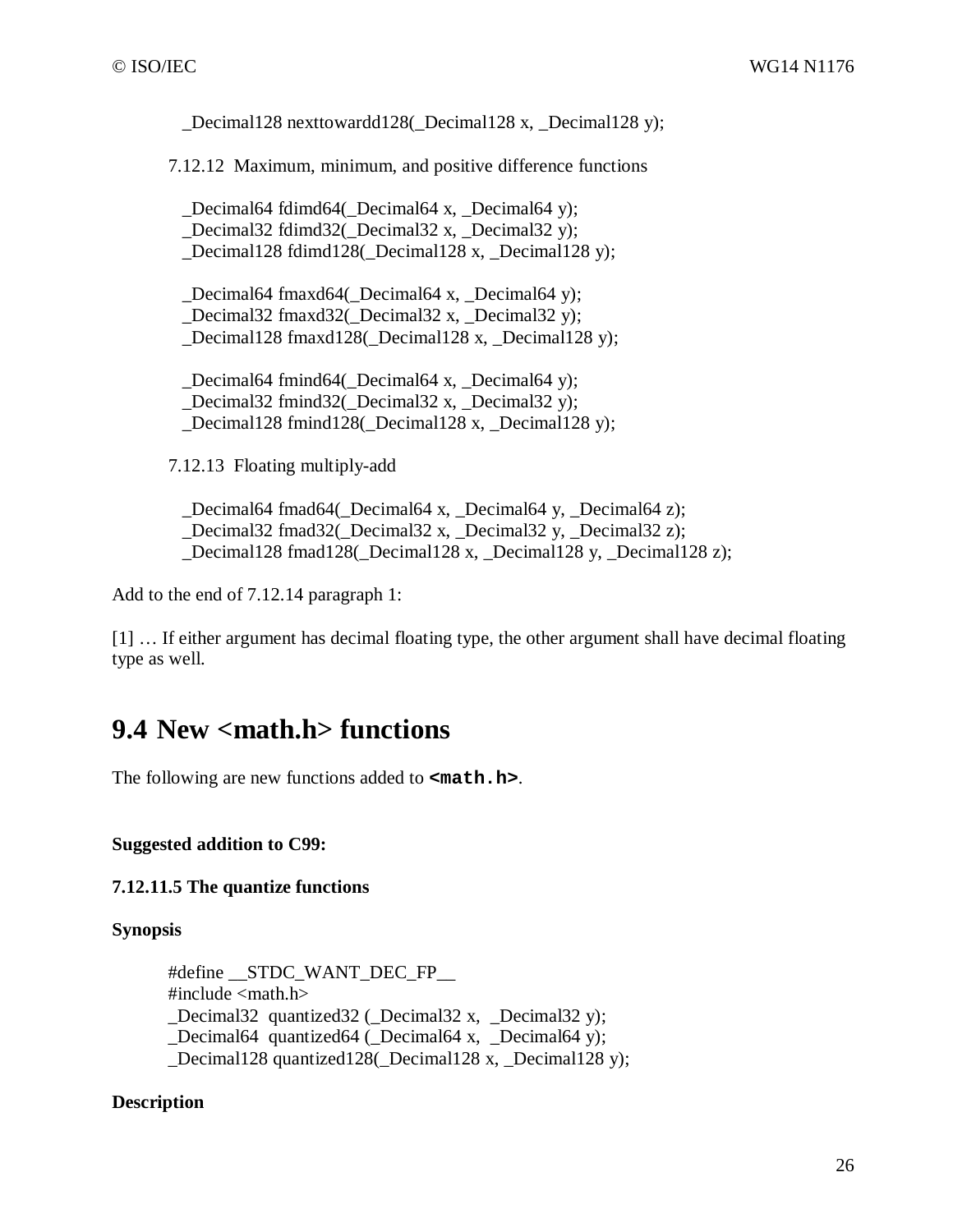```
_Decimal128 nexttowardd128(_Decimal128 x, _Decimal128 y);
```

7.12.12 Maximum, minimum, and positive difference functions

```
_Decimal64 fdimd64(_Decimal64 x, _Decimal64 y);
_Decimal32 fdimd32(_Decimal32 x, _Decimal32 y);
_Decimal128 fdimd128(_Decimal128 x, _Decimal128 y);

_Decimal64 fmaxd64(_Decimal64 x, _Decimal64 y);
_Decimal32 fmaxd32(_Decimal32 x, _Decimal32 y);
_Decimal128 fmaxd128(_Decimal128 x, _Decimal128 y);

_Decimal64 fmind64(_Decimal64 x, _Decimal64 y);
_Decimal32 fmind32(_Decimal32 x, _Decimal32 y);
_Decimal128 fmind128(_Decimal128 x, _Decimal128 y);
```

7.12.13 Floating multiply-add

```
_Decimal64 fmad64(_Decimal64 x, _Decimal64 y, _Decimal64 z);
_Decimal32 fmad32(_Decimal32 x, _Decimal32 y, _Decimal32 z);
_Decimal128 fmad128(_Decimal128 x, _Decimal128 y, _Decimal128 z);
```

Add to the end of 7.12.14 paragraph 1:

[1] … If either argument has decimal floating type, the other argument shall have decimal floating type as well.

## 9.4 New <math.h> functions

The following are new functions added to **`<math.h>`**.

**Suggested addition to C99:**

**7.12.11.5 The quantize functions**

**Synopsis**

```
#define __STDC_WANT_DEC_FP__
#include <math.h>
_Decimal32  quantized32 (_Decimal32 x,  _Decimal32 y);
_Decimal64  quantized64 (_Decimal64 x,  _Decimal64 y);
_Decimal128 quantized128(_Decimal128 x, _Decimal128 y);
```

**Description**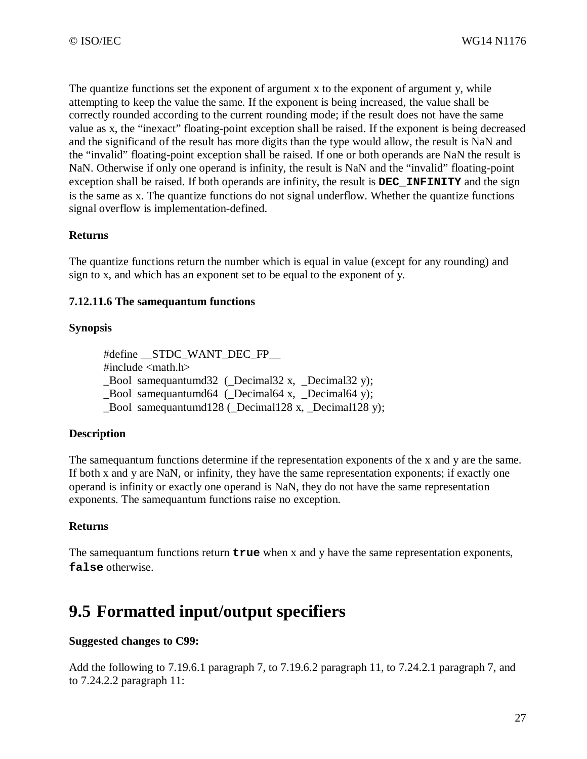The quantize functions set the exponent of argument x to the exponent of argument y, while attempting to keep the value the same. If the exponent is being increased, the value shall be correctly rounded according to the current rounding mode; if the result does not have the same value as x, the “inexact” floating-point exception shall be raised. If the exponent is being decreased and the significand of the result has more digits than the type would allow, the result is NaN and the “invalid” floating-point exception shall be raised. If one or both operands are NaN the result is NaN. Otherwise if only one operand is infinity, the result is NaN and the “invalid” floating-point exception shall be raised. If both operands are infinity, the result is **`DEC_INFINITY`** and the sign is the same as x. The quantize functions do not signal underflow. Whether the quantize functions signal overflow is implementation-defined.

**Returns**

The quantize functions return the number which is equal in value (except for any rounding) and sign to x, and which has an exponent set to be equal to the exponent of y.

**7.12.11.6 The samequantum functions**

**Synopsis**

```
#define __STDC_WANT_DEC_FP__
#include <math.h>
_Bool  samequantumd32  (_Decimal32 x,  _Decimal32 y);
_Bool  samequantumd64  (_Decimal64 x,  _Decimal64 y);
_Bool  samequantumd128 (_Decimal128 x, _Decimal128 y);
```

**Description**

The samequantum functions determine if the representation exponents of the x and y are the same. If both x and y are NaN, or infinity, they have the same representation exponents; if exactly one operand is infinity or exactly one operand is NaN, they do not have the same representation exponents. The samequantum functions raise no exception.

**Returns**

The samequantum functions return **`true`** when x and y have the same representation exponents, **`false`** otherwise.

## 9.5 Formatted input/output specifiers

**Suggested changes to C99:**

Add the following to 7.19.6.1 paragraph 7, to 7.19.6.2 paragraph 11, to 7.24.2.1 paragraph 7, and to 7.24.2.2 paragraph 11: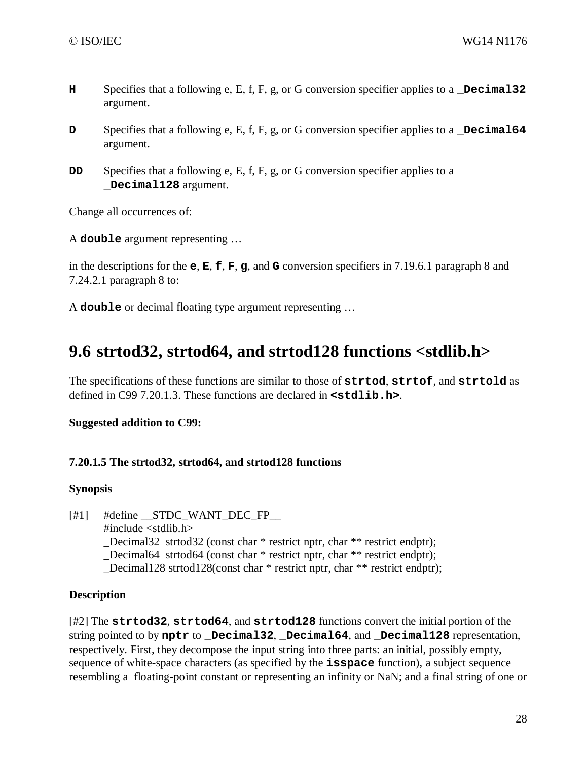**H** Specifies that a following e, E, f, F, g, or G conversion specifier applies to a **_Decimal32** argument.

**D** Specifies that a following e, E, f, F, g, or G conversion specifier applies to a **_Decimal64** argument.

**DD** Specifies that a following e, E, f, F, g, or G conversion specifier applies to a **_Decimal128** argument.

Change all occurrences of:

A **double** argument representing …

in the descriptions for the **e**, **E**, **f**, **F**, **g**, and **G** conversion specifiers in 7.19.6.1 paragraph 8 and 7.24.2.1 paragraph 8 to:

A **double** or decimal floating type argument representing …

## 9.6 strtod32, strtod64, and strtod128 functions <stdlib.h>

The specifications of these functions are similar to those of **strtod**, **strtof**, and **strtold** as defined in C99 7.20.1.3. These functions are declared in **<stdlib.h>**.

**Suggested addition to C99:**

**7.20.1.5 The strtod32, strtod64, and strtod128 functions**

**Synopsis**

[#1]
```
#define __STDC_WANT_DEC_FP__
#include <stdlib.h>
_Decimal32  strtod32 (const char * restrict nptr, char ** restrict endptr);
_Decimal64  strtod64 (const char * restrict nptr, char ** restrict endptr);
_Decimal128 strtod128(const char * restrict nptr, char ** restrict endptr);
```

**Description**

[#2] The **strtod32**, **strtod64**, and **strtod128** functions convert the initial portion of the string pointed to by **nptr** to **_Decimal32**, **_Decimal64**, and **_Decimal128** representation, respectively. First, they decompose the input string into three parts: an initial, possibly empty, sequence of white-space characters (as specified by the **isspace** function), a subject sequence resembling a floating-point constant or representing an infinity or NaN; and a final string of one or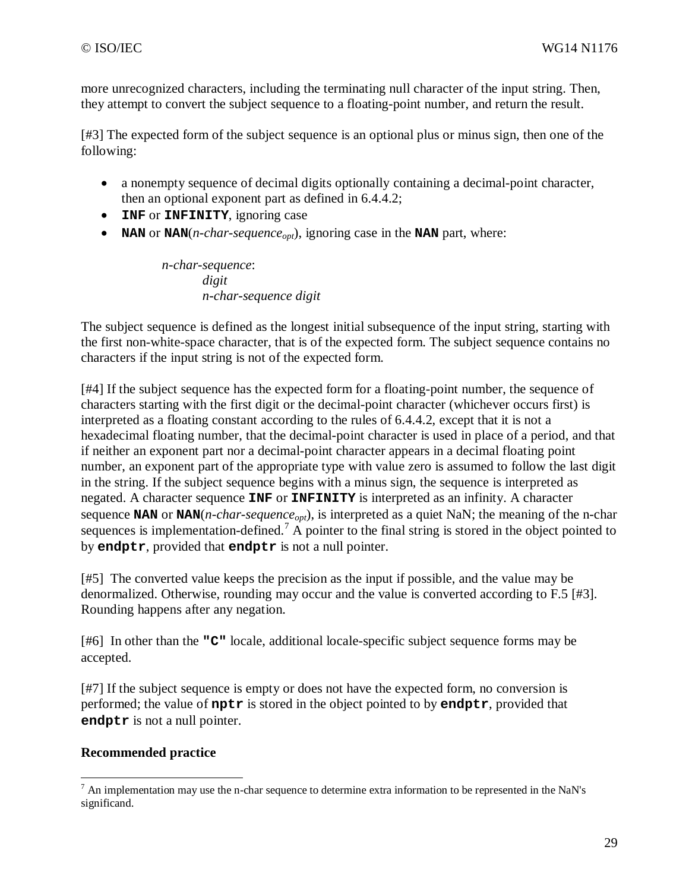more unrecognized characters, including the terminating null character of the input string. Then, they attempt to convert the subject sequence to a floating-point number, and return the result.

[#3] The expected form of the subject sequence is an optional plus or minus sign, then one of the following:

- a nonempty sequence of decimal digits optionally containing a decimal-point character, then an optional exponent part as defined in 6.4.4.2;
- **`INF`** or **`INFINITY`**, ignoring case
- **`NAN`** or **`NAN`**(*n-char-sequence$_{opt}$*), ignoring case in the **`NAN`** part, where:

> *n-char-sequence*:
> > *digit*
> > *n-char-sequence digit*

The subject sequence is defined as the longest initial subsequence of the input string, starting with the first non-white-space character, that is of the expected form. The subject sequence contains no characters if the input string is not of the expected form.

[#4] If the subject sequence has the expected form for a floating-point number, the sequence of characters starting with the first digit or the decimal-point character (whichever occurs first) is interpreted as a floating constant according to the rules of 6.4.4.2, except that it is not a hexadecimal floating number, that the decimal-point character is used in place of a period, and that if neither an exponent part nor a decimal-point character appears in a decimal floating point number, an exponent part of the appropriate type with value zero is assumed to follow the last digit in the string. If the subject sequence begins with a minus sign, the sequence is interpreted as negated. A character sequence **`INF`** or **`INFINITY`** is interpreted as an infinity. A character sequence **`NAN`** or **`NAN`**(*n-char-sequence$_{opt}$*), is interpreted as a quiet NaN; the meaning of the n-char sequences is implementation-defined.[7] A pointer to the final string is stored in the object pointed to by **`endptr`**, provided that **`endptr`** is not a null pointer.

[#5] The converted value keeps the precision as the input if possible, and the value may be denormalized. Otherwise, rounding may occur and the value is converted according to F.5 [#3]. Rounding happens after any negation.

[#6] In other than the **`"C"`** locale, additional locale-specific subject sequence forms may be accepted.

[#7] If the subject sequence is empty or does not have the expected form, no conversion is performed; the value of **`nptr`** is stored in the object pointed to by **`endptr`**, provided that **`endptr`** is not a null pointer.

**Recommended practice**

[7] An implementation may use the n-char sequence to determine extra information to be represented in the NaN's significand.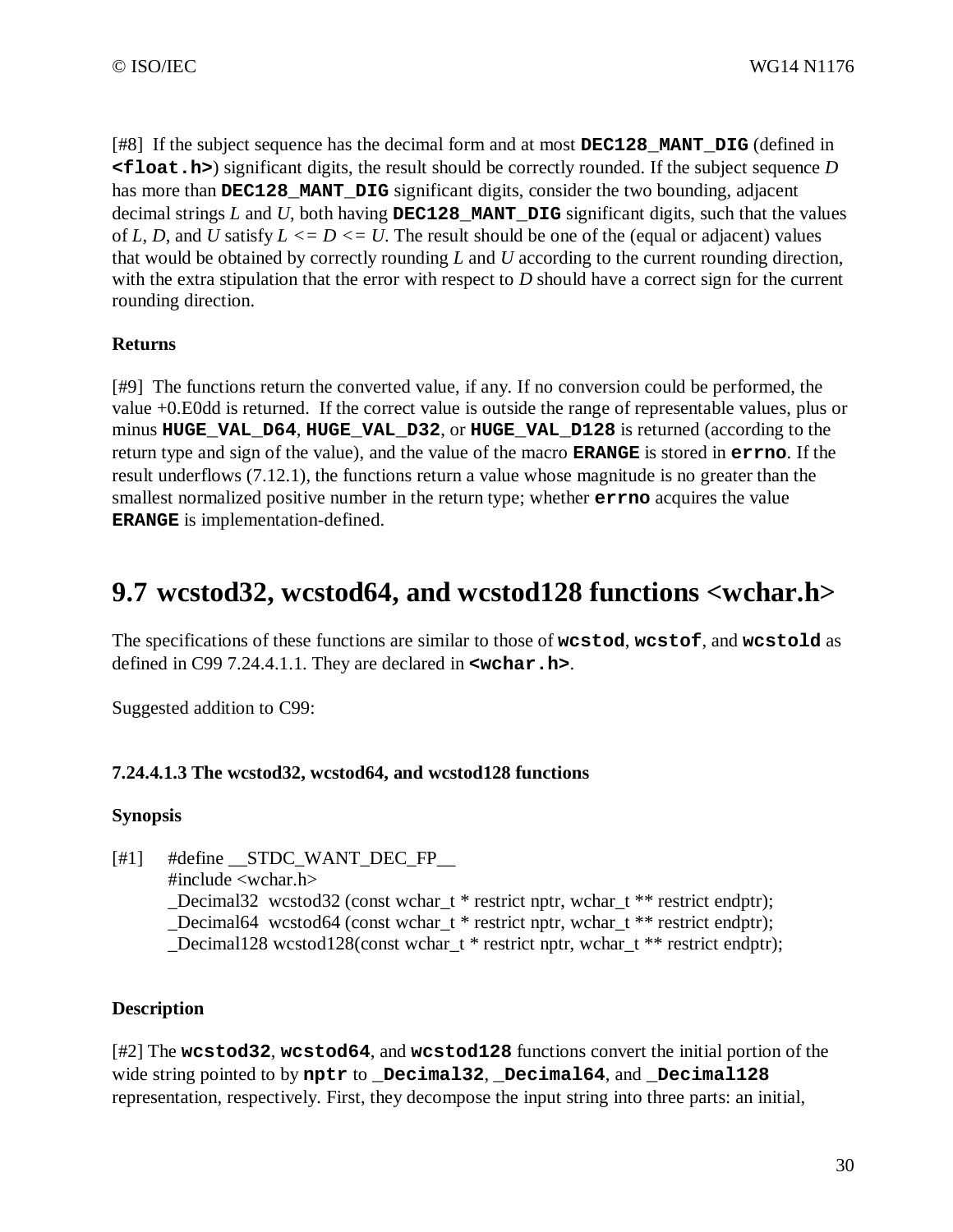[#8] If the subject sequence has the decimal form and at most **DEC128_MANT_DIG** (defined in **<float.h>**) significant digits, the result should be correctly rounded. If the subject sequence *D* has more than **DEC128_MANT_DIG** significant digits, consider the two bounding, adjacent decimal strings *L* and *U*, both having **DEC128_MANT_DIG** significant digits, such that the values of *L*, *D*, and *U* satisfy $L <= D <= U$. The result should be one of the (equal or adjacent) values that would be obtained by correctly rounding *L* and *U* according to the current rounding direction, with the extra stipulation that the error with respect to *D* should have a correct sign for the current rounding direction.

**Returns**

[#9] The functions return the converted value, if any. If no conversion could be performed, the value +0.E0dd is returned. If the correct value is outside the range of representable values, plus or minus **HUGE_VAL_D64**, **HUGE_VAL_D32**, or **HUGE_VAL_D128** is returned (according to the return type and sign of the value), and the value of the macro **ERANGE** is stored in **errno**. If the result underflows (7.12.1), the functions return a value whose magnitude is no greater than the smallest normalized positive number in the return type; whether **errno** acquires the value **ERANGE** is implementation-defined.

## 9.7 wcstod32, wcstod64, and wcstod128 functions <wchar.h>

The specifications of these functions are similar to those of **wcstod**, **wcstof**, and **wcstold** as defined in C99 7.24.4.1.1. They are declared in **<wchar.h>**.

Suggested addition to C99:

**7.24.4.1.3 The wcstod32, wcstod64, and wcstod128 functions**

**Synopsis**

[#1]
```
#define __STDC_WANT_DEC_FP__
#include <wchar.h>
_Decimal32  wcstod32 (const wchar_t * restrict nptr, wchar_t ** restrict endptr);
_Decimal64  wcstod64 (const wchar_t * restrict nptr, wchar_t ** restrict endptr);
_Decimal128 wcstod128(const wchar_t * restrict nptr, wchar_t ** restrict endptr);
```

**Description**

[#2] The **wcstod32**, **wcstod64**, and **wcstod128** functions convert the initial portion of the wide string pointed to by **nptr** to **_Decimal32**, **_Decimal64**, and **_Decimal128** representation, respectively. First, they decompose the input string into three parts: an initial,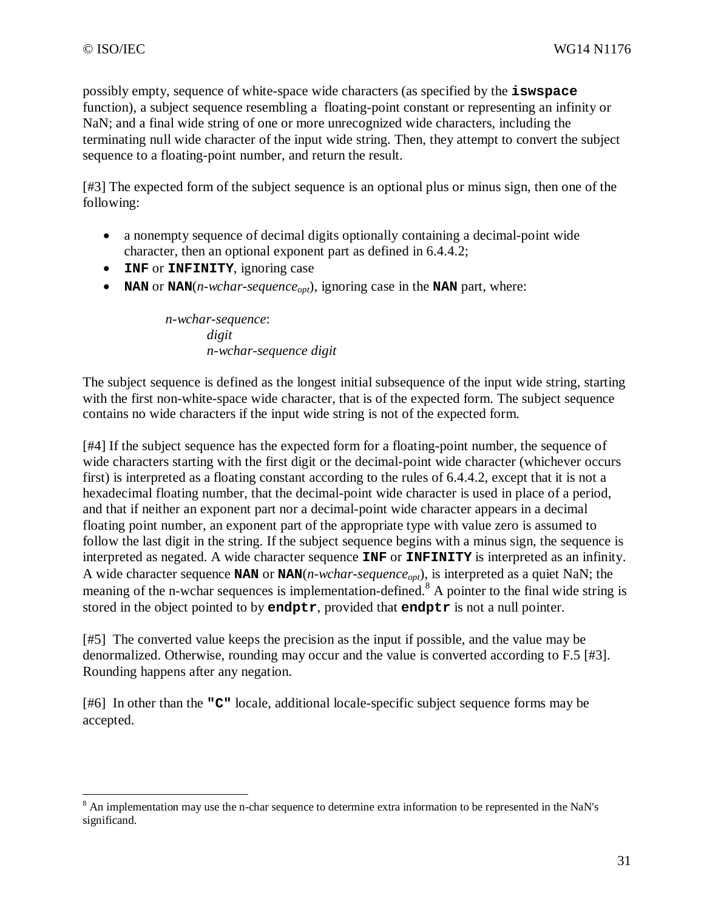possibly empty, sequence of white-space wide characters (as specified by the **iswspace** function), a subject sequence resembling a floating-point constant or representing an infinity or NaN; and a final wide string of one or more unrecognized wide characters, including the terminating null wide character of the input wide string. Then, they attempt to convert the subject sequence to a floating-point number, and return the result.

[#3] The expected form of the subject sequence is an optional plus or minus sign, then one of the following:

- a nonempty sequence of decimal digits optionally containing a decimal-point wide character, then an optional exponent part as defined in 6.4.4.2;
- **INF** or **INFINITY**, ignoring case
- **NAN** or **NAN**(*n-wchar-sequence*$_{opt}$), ignoring case in the **NAN** part, where:

> *n-wchar-sequence*:
> *digit*
> *n-wchar-sequence digit*

The subject sequence is defined as the longest initial subsequence of the input wide string, starting with the first non-white-space wide character, that is of the expected form. The subject sequence contains no wide characters if the input wide string is not of the expected form.

[#4] If the subject sequence has the expected form for a floating-point number, the sequence of wide characters starting with the first digit or the decimal-point wide character (whichever occurs first) is interpreted as a floating constant according to the rules of 6.4.4.2, except that it is not a hexadecimal floating number, that the decimal-point wide character is used in place of a period, and that if neither an exponent part nor a decimal-point wide character appears in a decimal floating point number, an exponent part of the appropriate type with value zero is assumed to follow the last digit in the string. If the subject sequence begins with a minus sign, the sequence is interpreted as negated. A wide character sequence **INF** or **INFINITY** is interpreted as an infinity. A wide character sequence **NAN** or **NAN**(*n-wchar-sequence*$_{opt}$), is interpreted as a quiet NaN; the meaning of the n-wchar sequences is implementation-defined.[8] A pointer to the final wide string is stored in the object pointed to by **endptr**, provided that **endptr** is not a null pointer.

[#5] The converted value keeps the precision as the input if possible, and the value may be denormalized. Otherwise, rounding may occur and the value is converted according to F.5 [#3]. Rounding happens after any negation.

[#6] In other than the **"C"** locale, additional locale-specific subject sequence forms may be accepted.

[8] An implementation may use the n-char sequence to determine extra information to be represented in the NaN's significand.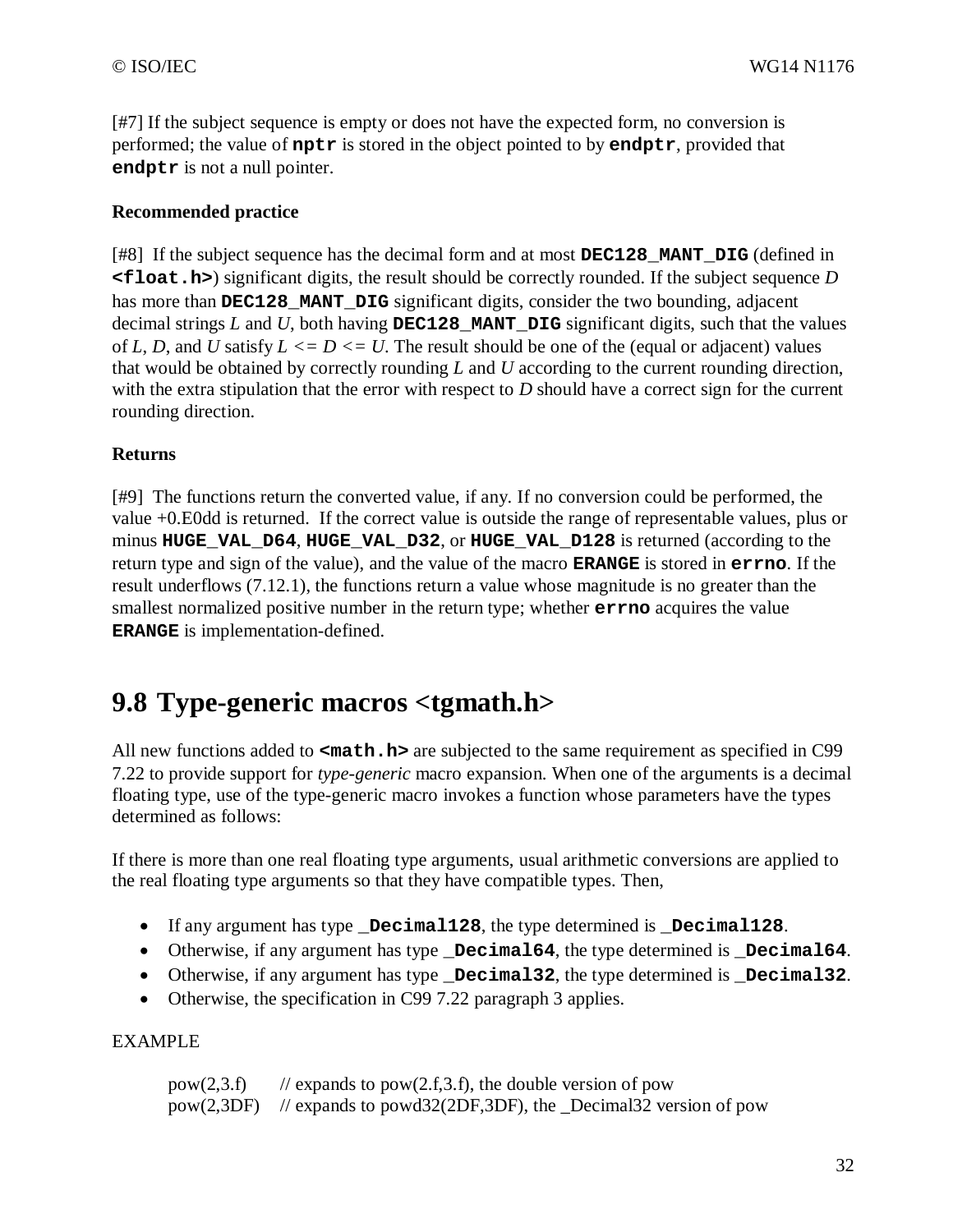[#7] If the subject sequence is empty or does not have the expected form, no conversion is performed; the value of **`nptr`** is stored in the object pointed to by **`endptr`**, provided that **`endptr`** is not a null pointer.

**Recommended practice**

[#8] If the subject sequence has the decimal form and at most **`DEC128_MANT_DIG`** (defined in **`<float.h>`**) significant digits, the result should be correctly rounded. If the subject sequence *D* has more than **`DEC128_MANT_DIG`** significant digits, consider the two bounding, adjacent decimal strings *L* and *U*, both having **`DEC128_MANT_DIG`** significant digits, such that the values of *L*, *D*, and *U* satisfy *L <= D <= U*. The result should be one of the (equal or adjacent) values that would be obtained by correctly rounding *L* and *U* according to the current rounding direction, with the extra stipulation that the error with respect to *D* should have a correct sign for the current rounding direction.

**Returns**

[#9] The functions return the converted value, if any. If no conversion could be performed, the value +0.E0dd is returned. If the correct value is outside the range of representable values, plus or minus **`HUGE_VAL_D64`**, **`HUGE_VAL_D32`**, or **`HUGE_VAL_D128`** is returned (according to the return type and sign of the value), and the value of the macro **`ERANGE`** is stored in **`errno`**. If the result underflows (7.12.1), the functions return a value whose magnitude is no greater than the smallest normalized positive number in the return type; whether **`errno`** acquires the value **`ERANGE`** is implementation-defined.

## 9.8 Type-generic macros <tgmath.h>

All new functions added to **`<math.h>`** are subjected to the same requirement as specified in C99 7.22 to provide support for *type-generic* macro expansion. When one of the arguments is a decimal floating type, use of the type-generic macro invokes a function whose parameters have the types determined as follows:

If there is more than one real floating type arguments, usual arithmetic conversions are applied to the real floating type arguments so that they have compatible types. Then,

- If any argument has type **`_Decimal128`**, the type determined is **`_Decimal128`**.
- Otherwise, if any argument has type **`_Decimal64`**, the type determined is **`_Decimal64`**.
- Otherwise, if any argument has type **`_Decimal32`**, the type determined is **`_Decimal32`**.
- Otherwise, the specification in C99 7.22 paragraph 3 applies.

EXAMPLE

```
pow(2,3.f)     // expands to pow(2.f,3.f), the double version of pow
pow(2,3DF)     // expands to powd32(2DF,3DF), the _Decimal32 version of pow
```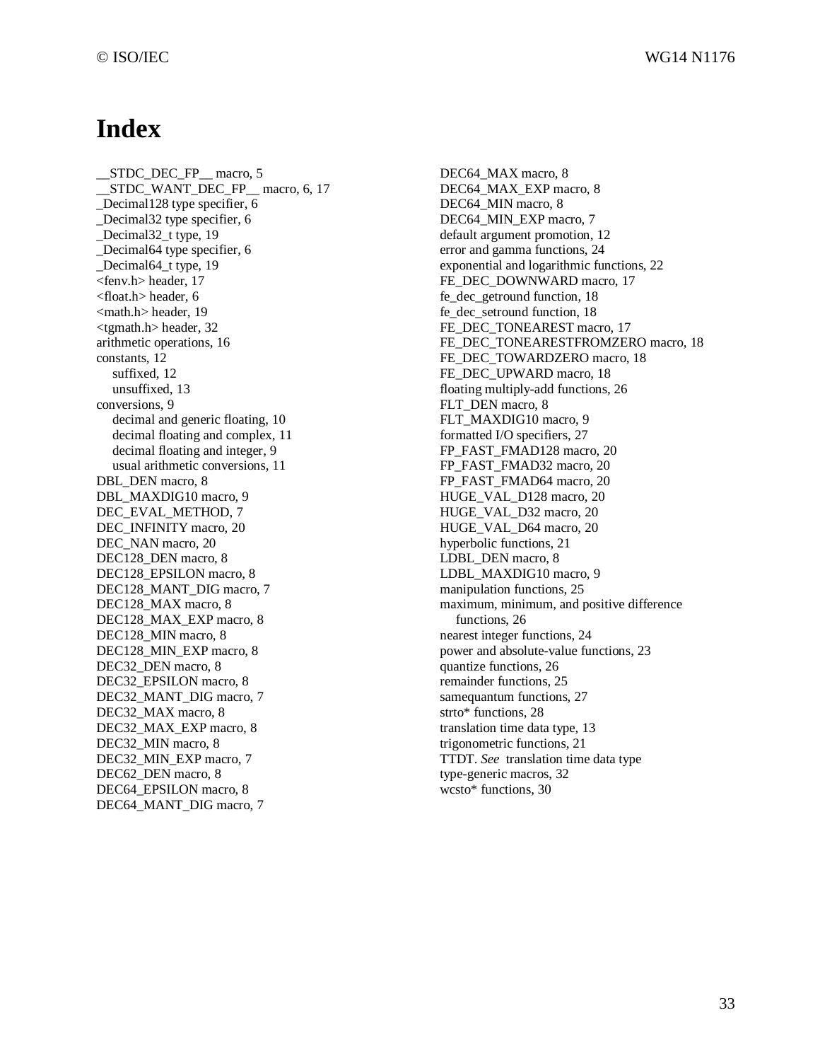# Index

__STDC_DEC_FP__ macro, 5
__STDC_WANT_DEC_FP__ macro, 6, 17
_Decimal128 type specifier, 6
_Decimal32 type specifier, 6
_Decimal32_t type, 19
_Decimal64 type specifier, 6
_Decimal64_t type, 19
<fenv.h> header, 17
<float.h> header, 6
<math.h> header, 19
<tgmath.h> header, 32
arithmetic operations, 16
constants, 12
  suffixed, 12
  unsuffixed, 13
conversions, 9
  decimal and generic floating, 10
  decimal floating and complex, 11
  decimal floating and integer, 9
  usual arithmetic conversions, 11
DBL_DEN macro, 8
DBL_MAXDIG10 macro, 9
DEC_EVAL_METHOD, 7
DEC_INFINITY macro, 20
DEC_NAN macro, 20
DEC128_DEN macro, 8
DEC128_EPSILON macro, 8
DEC128_MANT_DIG macro, 7
DEC128_MAX macro, 8
DEC128_MAX_EXP macro, 8
DEC128_MIN macro, 8
DEC128_MIN_EXP macro, 8
DEC32_DEN macro, 8
DEC32_EPSILON macro, 8
DEC32_MANT_DIG macro, 7
DEC32_MAX macro, 8
DEC32_MAX_EXP macro, 8
DEC32_MIN macro, 8
DEC32_MIN_EXP macro, 7
DEC62_DEN macro, 8
DEC64_EPSILON macro, 8
DEC64_MANT_DIG macro, 7
DEC64_MAX macro, 8
DEC64_MAX_EXP macro, 8
DEC64_MIN macro, 8
DEC64_MIN_EXP macro, 7
default argument promotion, 12
error and gamma functions, 24
exponential and logarithmic functions, 22
FE_DEC_DOWNWARD macro, 17
fe_dec_getround function, 18
fe_dec_setround function, 18
FE_DEC_TONEAREST macro, 17
FE_DEC_TONEARESTFROMZERO macro, 18
FE_DEC_TOWARDZERO macro, 18
FE_DEC_UPWARD macro, 18
floating multiply-add functions, 26
FLT_DEN macro, 8
FLT_MAXDIG10 macro, 9
formatted I/O specifiers, 27
FP_FAST_FMAD128 macro, 20
FP_FAST_FMAD32 macro, 20
FP_FAST_FMAD64 macro, 20
HUGE_VAL_D128 macro, 20
HUGE_VAL_D32 macro, 20
HUGE_VAL_D64 macro, 20
hyperbolic functions, 21
LDBL_DEN macro, 8
LDBL_MAXDIG10 macro, 9
manipulation functions, 25
maximum, minimum, and positive difference functions, 26
nearest integer functions, 24
power and absolute-value functions, 23
quantize functions, 26
remainder functions, 25
samequantum functions, 27
strto* functions, 28
translation time data type, 13
trigonometric functions, 21
TTDT. *See* translation time data type
type-generic macros, 32
wcsto* functions, 30